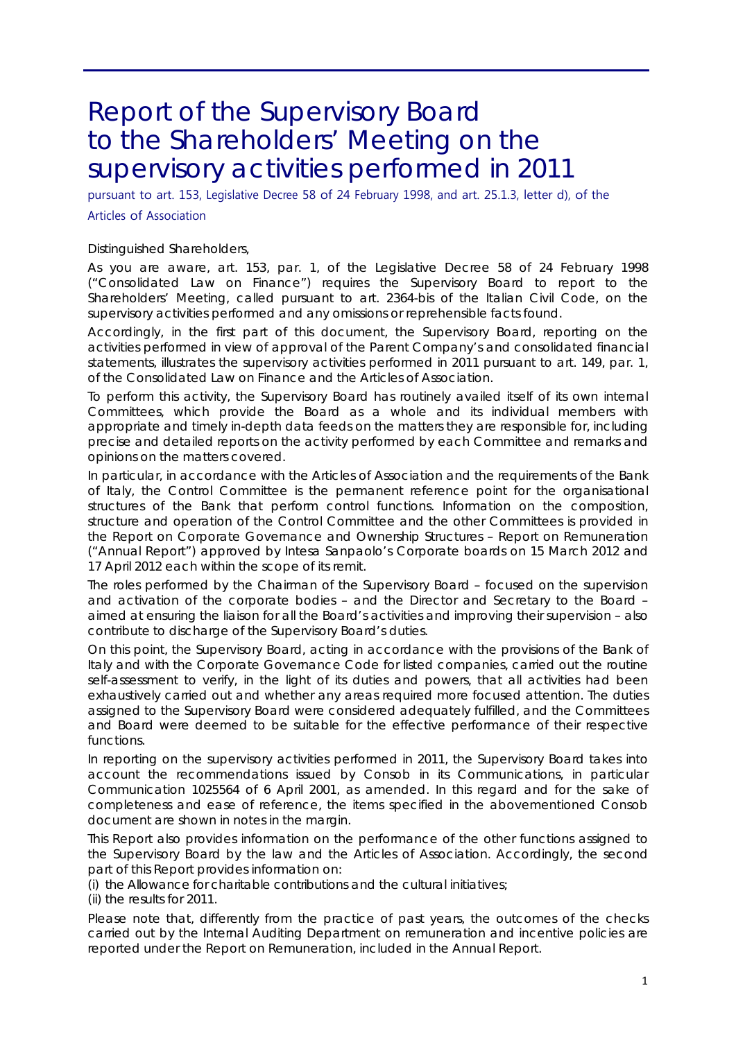# Report of the Supervisory Board to the Shareholders' Meeting on the supervisory activities performed in 2011

pursuant to art. 153, Legislative Decree 58 of 24 February 1998, and art. 25.1.3, letter d), of the Articles of Association

Distinguished Shareholders,

As you are aware, art. 153, par. 1, of the Legislative Decree 58 of 24 February 1998 ("Consolidated Law on Finance") requires the Supervisory Board to report to the Shareholders' Meeting, called pursuant to art. 2364-bis of the Italian Civil Code, on the supervisory activities performed and any omissions or reprehensible facts found.

Accordingly, in the first part of this document, the Supervisory Board, reporting on the activities performed in view of approval of the Parent Company's and consolidated financial statements, illustrates the supervisory activities performed in 2011 pursuant to art. 149, par. 1, of the Consolidated Law on Finance and the Articles of Association.

To perform this activity, the Supervisory Board has routinely availed itself of its own internal Committees, which provide the Board as a whole and its individual members with appropriate and timely in-depth data feeds on the matters they are responsible for, including precise and detailed reports on the activity performed by each Committee and remarks and opinions on the matters covered.

In particular, in accordance with the Articles of Association and the requirements of the Bank of Italy, the Control Committee is the permanent reference point for the organisational structures of the Bank that perform control functions. Information on the composition, structure and operation of the Control Committee and the other Committees is provided in the Report on Corporate Governance and Ownership Structures – Report on Remuneration ("Annual Report") approved by Intesa Sanpaolo's Corporate boards on 15 March 2012 and 17 April 2012 each within the scope of its remit.

The roles performed by the Chairman of the Supervisory Board – focused on the supervision and activation of the corporate bodies – and the Director and Secretary to the Board – aimed at ensuring the liaison for all the Board's activities and improving their supervision – also contribute to discharge of the Supervisory Board's duties.

On this point, the Supervisory Board, acting in accordance with the provisions of the Bank of Italy and with the Corporate Governance Code for listed companies, carried out the routine self-assessment to verify, in the light of its duties and powers, that all activities had been exhaustively carried out and whether any areas required more focused attention. The duties assigned to the Supervisory Board were considered adequately fulfilled, and the Committees and Board were deemed to be suitable for the effective performance of their respective functions.

In reporting on the supervisory activities performed in 2011, the Supervisory Board takes into account the recommendations issued by Consob in its Communications, in particular Communication 1025564 of 6 April 2001, as amended. In this regard and for the sake of completeness and ease of reference, the items specified in the abovementioned Consob document are shown in notes in the margin.

This Report also provides information on the performance of the other functions assigned to the Supervisory Board by the law and the Articles of Association. Accordingly, the second part of this Report provides information on:

(i) the Allowance for charitable contributions and the cultural initiatives;
(ii) the results for 2011.

Please note that, differently from the practice of past years, the outcomes of the checks carried out by the Internal Auditing Department on remuneration and incentive policies are reported under the Report on Remuneration, included in the Annual Report.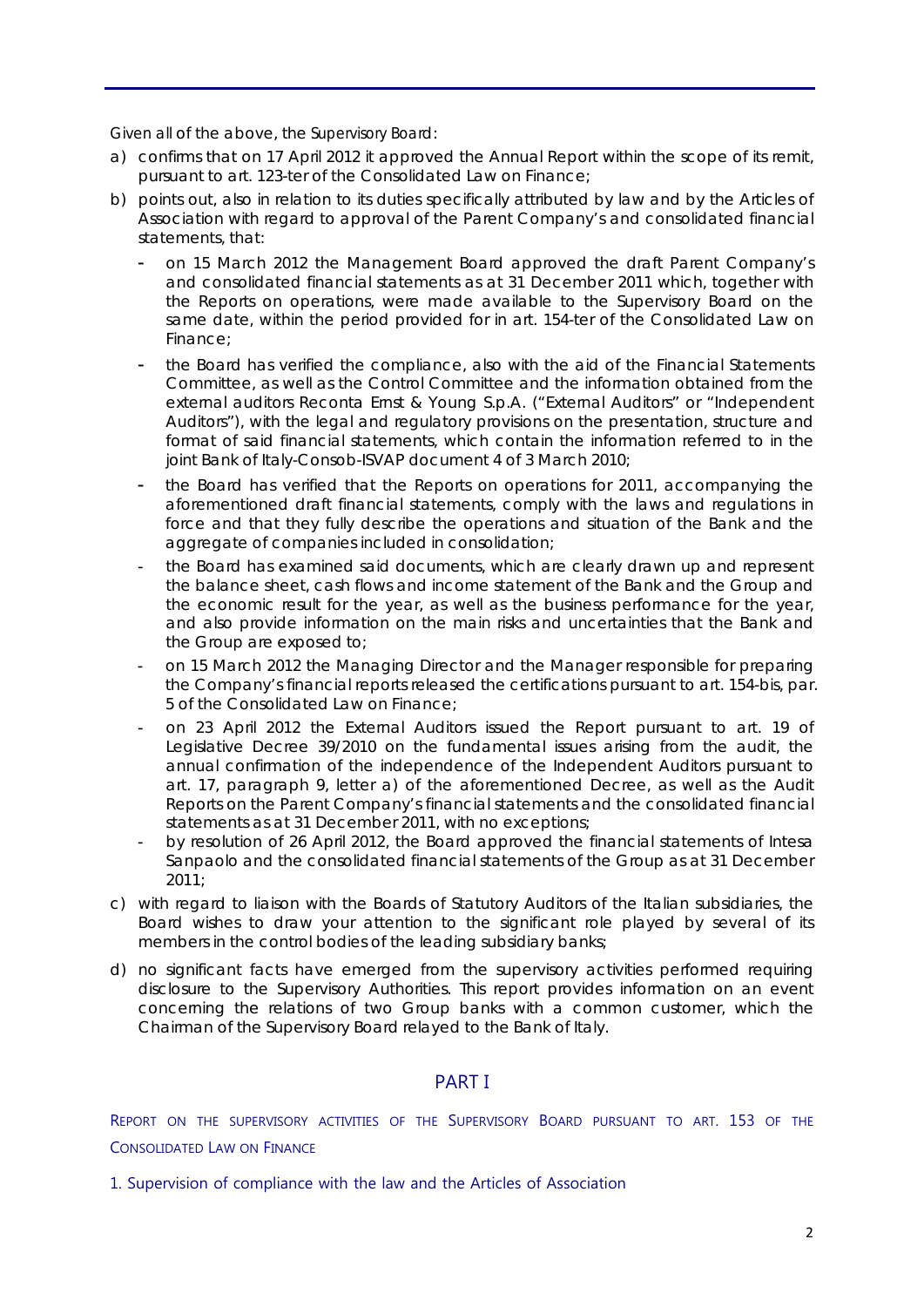Given all of the above, the Supervisory Board:

a) confirms that on 17 April 2012 it approved the Annual Report within the scope of its remit, pursuant to art. 123-ter of the Consolidated Law on Finance;

b) points out, also in relation to its duties specifically attributed by law and by the Articles of Association with regard to approval of the Parent Company's and consolidated financial statements, that:

   - on 15 March 2012 the Management Board approved the draft Parent Company's and consolidated financial statements as at 31 December 2011 which, together with the Reports on operations, were made available to the Supervisory Board on the same date, within the period provided for in art. 154-ter of the Consolidated Law on Finance;
   - the Board has verified the compliance, also with the aid of the Financial Statements Committee, as well as the Control Committee and the information obtained from the external auditors Reconta Ernst & Young S.p.A. ("External Auditors" or "Independent Auditors"), with the legal and regulatory provisions on the presentation, structure and format of said financial statements, which contain the information referred to in the joint Bank of Italy-Consob-ISVAP document 4 of 3 March 2010;
   - the Board has verified that the Reports on operations for 2011, accompanying the aforementioned draft financial statements, comply with the laws and regulations in force and that they fully describe the operations and situation of the Bank and the aggregate of companies included in consolidation;
   - the Board has examined said documents, which are clearly drawn up and represent the balance sheet, cash flows and income statement of the Bank and the Group and the economic result for the year, as well as the business performance for the year, and also provide information on the main risks and uncertainties that the Bank and the Group are exposed to;
   - on 15 March 2012 the Managing Director and the Manager responsible for preparing the Company's financial reports released the certifications pursuant to art. 154-bis, par. 5 of the Consolidated Law on Finance;
   - on 23 April 2012 the External Auditors issued the Report pursuant to art. 19 of Legislative Decree 39/2010 on the fundamental issues arising from the audit, the annual confirmation of the independence of the Independent Auditors pursuant to art. 17, paragraph 9, letter a) of the aforementioned Decree, as well as the Audit Reports on the Parent Company's financial statements and the consolidated financial statements as at 31 December 2011, with no exceptions;
   - by resolution of 26 April 2012, the Board approved the financial statements of Intesa Sanpaolo and the consolidated financial statements of the Group as at 31 December 2011;

c) with regard to liaison with the Boards of Statutory Auditors of the Italian subsidiaries, the Board wishes to draw your attention to the significant role played by several of its members in the control bodies of the leading subsidiary banks;

d) no significant facts have emerged from the supervisory activities performed requiring disclosure to the Supervisory Authorities. This report provides information on an event concerning the relations of two Group banks with a common customer, which the Chairman of the Supervisory Board relayed to the Bank of Italy.

# PART I

## REPORT ON THE SUPERVISORY ACTIVITIES OF THE SUPERVISORY BOARD PURSUANT TO ART. 153 OF THE CONSOLIDATED LAW ON FINANCE

### 1. Supervision of compliance with the law and the Articles of Association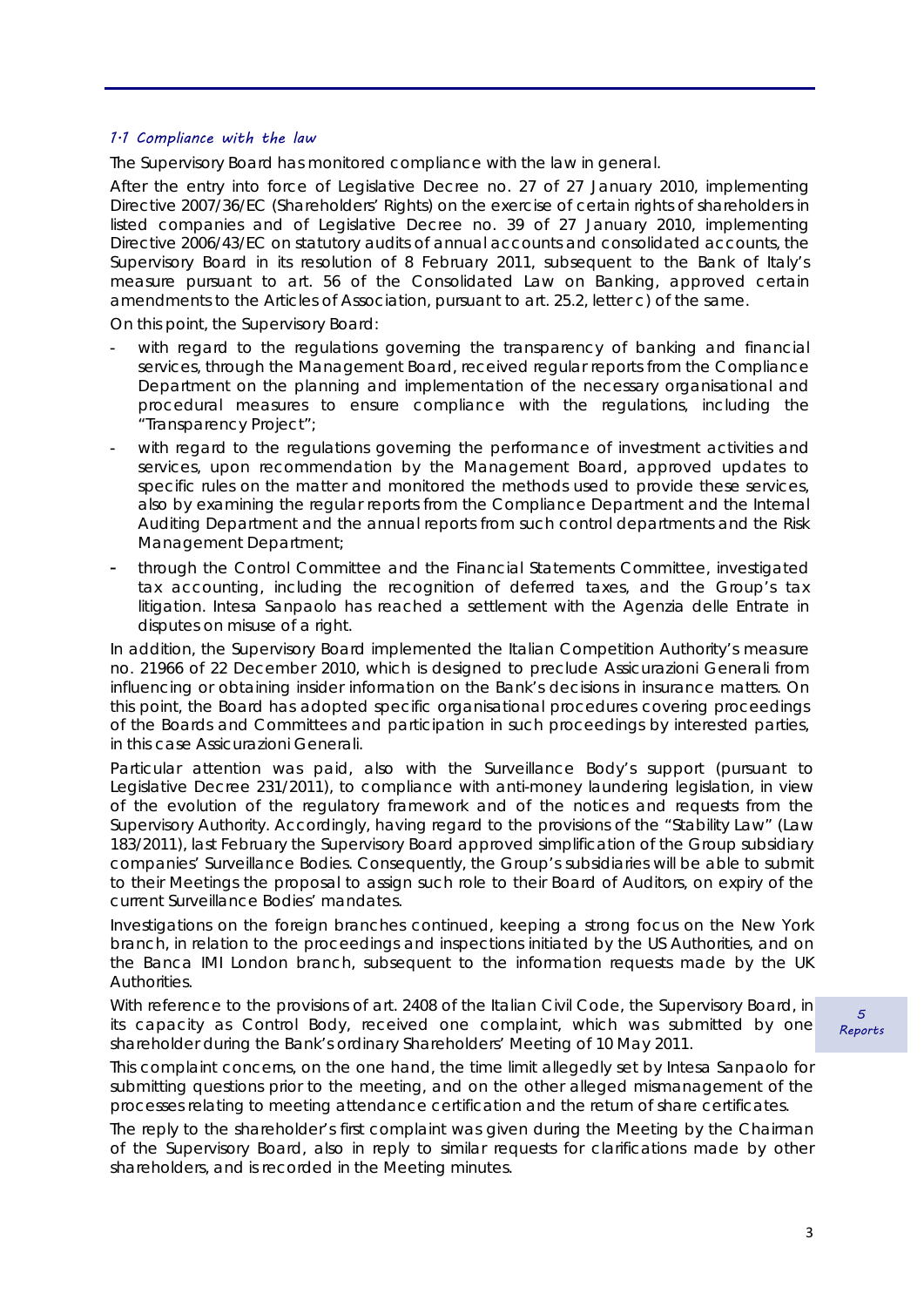### *1.1 Compliance with the law*

The Supervisory Board has monitored compliance with the law in general.

After the entry into force of Legislative Decree no. 27 of 27 January 2010, implementing Directive 2007/36/EC (Shareholders' Rights) on the exercise of certain rights of shareholders in listed companies and of Legislative Decree no. 39 of 27 January 2010, implementing Directive 2006/43/EC on statutory audits of annual accounts and consolidated accounts, the Supervisory Board in its resolution of 8 February 2011, subsequent to the Bank of Italy's measure pursuant to art. 56 of the Consolidated Law on Banking, approved certain amendments to the Articles of Association, pursuant to art. 25.2, letter c) of the same.

On this point, the Supervisory Board:

- with regard to the regulations governing the transparency of banking and financial services, through the Management Board, received regular reports from the Compliance Department on the planning and implementation of the necessary organisational and procedural measures to ensure compliance with the regulations, including the "Transparency Project";
- with regard to the regulations governing the performance of investment activities and services, upon recommendation by the Management Board, approved updates to specific rules on the matter and monitored the methods used to provide these services, also by examining the regular reports from the Compliance Department and the Internal Auditing Department and the annual reports from such control departments and the Risk Management Department;
- through the Control Committee and the Financial Statements Committee, investigated tax accounting, including the recognition of deferred taxes, and the Group's tax litigation. Intesa Sanpaolo has reached a settlement with the Agenzia delle Entrate in disputes on misuse of a right.

In addition, the Supervisory Board implemented the Italian Competition Authority's measure no. 21966 of 22 December 2010, which is designed to preclude Assicurazioni Generali from influencing or obtaining insider information on the Bank's decisions in insurance matters. On this point, the Board has adopted specific organisational procedures covering proceedings of the Boards and Committees and participation in such proceedings by interested parties, in this case Assicurazioni Generali.

Particular attention was paid, also with the Surveillance Body's support (pursuant to Legislative Decree 231/2011), to compliance with anti-money laundering legislation, in view of the evolution of the regulatory framework and of the notices and requests from the Supervisory Authority. Accordingly, having regard to the provisions of the "Stability Law" (Law 183/2011), last February the Supervisory Board approved simplification of the Group subsidiary companies' Surveillance Bodies. Consequently, the Group's subsidiaries will be able to submit to their Meetings the proposal to assign such role to their Board of Auditors, on expiry of the current Surveillance Bodies' mandates.

Investigations on the foreign branches continued, keeping a strong focus on the New York branch, in relation to the proceedings and inspections initiated by the US Authorities, and on the Banca IMI London branch, subsequent to the information requests made by the UK Authorities.

With reference to the provisions of art. 2408 of the Italian Civil Code, the Supervisory Board, in its capacity as Control Body, received one complaint, which was submitted by one shareholder during the Bank's ordinary Shareholders' Meeting of 10 May 2011.

This complaint concerns, on the one hand, the time limit allegedly set by Intesa Sanpaolo for submitting questions prior to the meeting, and on the other alleged mismanagement of the processes relating to meeting attendance certification and the return of share certificates.

The reply to the shareholder's first complaint was given during the Meeting by the Chairman of the Supervisory Board, also in reply to similar requests for clarifications made by other shareholders, and is recorded in the Meeting minutes.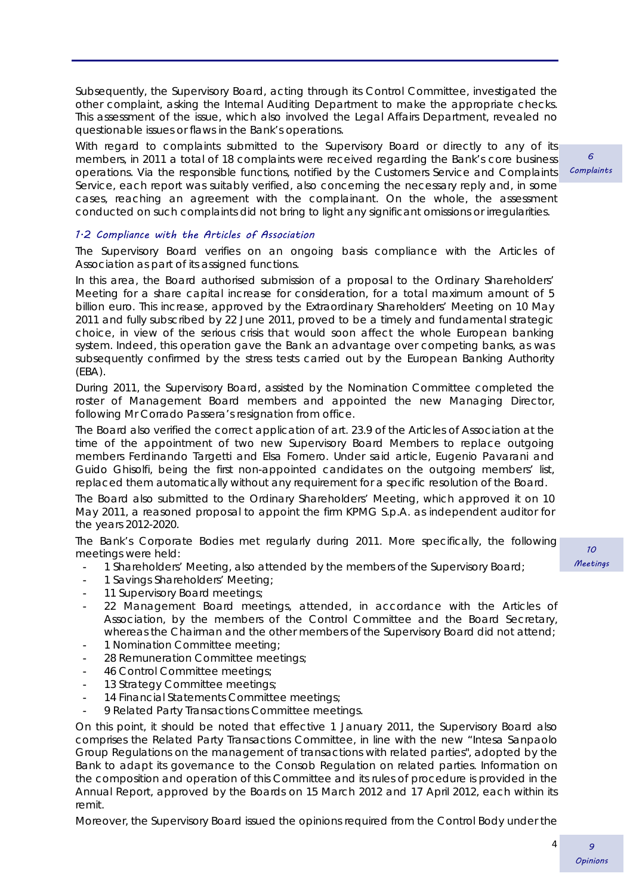Subsequently, the Supervisory Board, acting through its Control Committee, investigated the other complaint, asking the Internal Auditing Department to make the appropriate checks. This assessment of the issue, which also involved the Legal Affairs Department, revealed no questionable issues or flaws in the Bank's operations.

With regard to complaints submitted to the Supervisory Board or directly to any of its members, in 2011 a total of 18 complaints were received regarding the Bank's core business operations. Via the responsible functions, notified by the Customers Service and Complaints Service, each report was suitably verified, also concerning the necessary reply and, in some cases, reaching an agreement with the complainant. On the whole, the assessment conducted on such complaints did not bring to light any significant omissions or irregularities.

*6 Complaints*

### 1.2 Compliance with the Articles of Association

The Supervisory Board verifies on an ongoing basis compliance with the Articles of Association as part of its assigned functions.

In this area, the Board authorised submission of a proposal to the Ordinary Shareholders' Meeting for a share capital increase for consideration, for a total maximum amount of 5 billion euro. This increase, approved by the Extraordinary Shareholders' Meeting on 10 May 2011 and fully subscribed by 22 June 2011, proved to be a timely and fundamental strategic choice, in view of the serious crisis that would soon affect the whole European banking system. Indeed, this operation gave the Bank an advantage over competing banks, as was subsequently confirmed by the stress tests carried out by the European Banking Authority (EBA).

During 2011, the Supervisory Board, assisted by the Nomination Committee completed the roster of Management Board members and appointed the new Managing Director, following Mr Corrado Passera's resignation from office.

The Board also verified the correct application of art. 23.9 of the Articles of Association at the time of the appointment of two new Supervisory Board Members to replace outgoing members Ferdinando Targetti and Elsa Fornero. Under said article, Eugenio Pavarani and Guido Ghisolfi, being the first non-appointed candidates on the outgoing members' list, replaced them automatically without any requirement for a specific resolution of the Board.

The Board also submitted to the Ordinary Shareholders' Meeting, which approved it on 10 May 2011, a reasoned proposal to appoint the firm KPMG S.p.A. as independent auditor for the years 2012-2020.

The Bank's Corporate Bodies met regularly during 2011. More specifically, the following meetings were held:

*10 Meetings*

- 1 Shareholders' Meeting, also attended by the members of the Supervisory Board;
- 1 Savings Shareholders' Meeting;
- 11 Supervisory Board meetings;
- 22 Management Board meetings, attended, in accordance with the Articles of Association, by the members of the Control Committee and the Board Secretary, whereas the Chairman and the other members of the Supervisory Board did not attend;
- 1 Nomination Committee meeting;
- 28 Remuneration Committee meetings;
- 46 Control Committee meetings;
- 13 Strategy Committee meetings;
- 14 Financial Statements Committee meetings;
- 9 Related Party Transactions Committee meetings.

On this point, it should be noted that effective 1 January 2011, the Supervisory Board also comprises the Related Party Transactions Committee, in line with the new "Intesa Sanpaolo Group Regulations on the management of transactions with related parties", adopted by the Bank to adapt its governance to the Consob Regulation on related parties. Information on the composition and operation of this Committee and its rules of procedure is provided in the Annual Report, approved by the Boards on 15 March 2012 and 17 April 2012, each within its remit.

Moreover, the Supervisory Board issued the opinions required from the Control Body under the

*9 Opinions*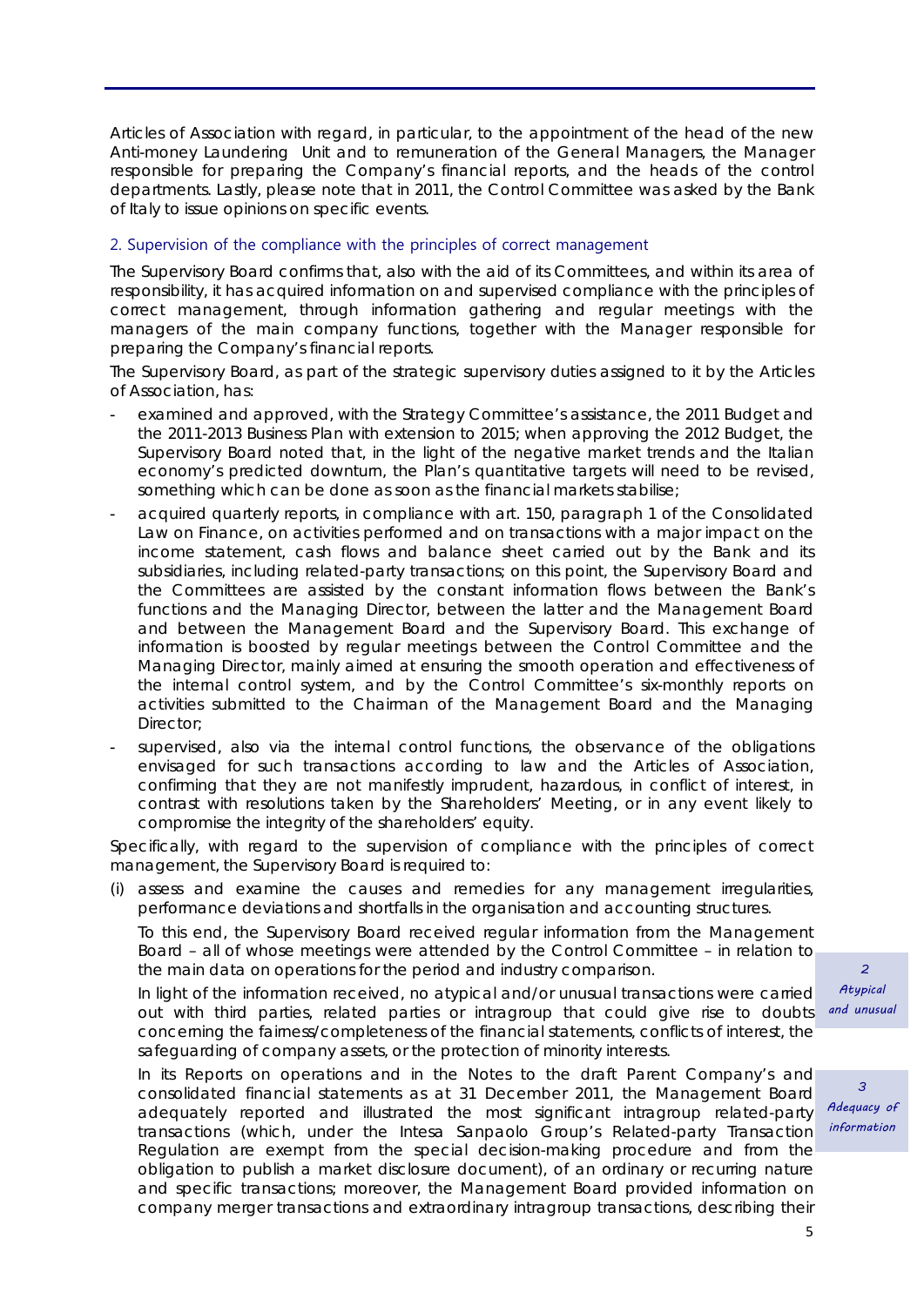Articles of Association with regard, in particular, to the appointment of the head of the new Anti-money Laundering Unit and to remuneration of the General Managers, the Manager responsible for preparing the Company's financial reports, and the heads of the control departments. Lastly, please note that in 2011, the Control Committee was asked by the Bank of Italy to issue opinions on specific events.

## 2. Supervision of the compliance with the principles of correct management

The Supervisory Board confirms that, also with the aid of its Committees, and within its area of responsibility, it has acquired information on and supervised compliance with the principles of correct management, through information gathering and regular meetings with the managers of the main company functions, together with the Manager responsible for preparing the Company's financial reports.

The Supervisory Board, as part of the strategic supervisory duties assigned to it by the Articles of Association, has:

- examined and approved, with the Strategy Committee's assistance, the 2011 Budget and the 2011-2013 Business Plan with extension to 2015; when approving the 2012 Budget, the Supervisory Board noted that, in the light of the negative market trends and the Italian economy's predicted downturn, the Plan's quantitative targets will need to be revised, something which can be done as soon as the financial markets stabilise;
- acquired quarterly reports, in compliance with art. 150, paragraph 1 of the Consolidated Law on Finance, on activities performed and on transactions with a major impact on the income statement, cash flows and balance sheet carried out by the Bank and its subsidiaries, including related-party transactions; on this point, the Supervisory Board and the Committees are assisted by the constant information flows between the Bank's functions and the Managing Director, between the latter and the Management Board and between the Management Board and the Supervisory Board. This exchange of information is boosted by regular meetings between the Control Committee and the Managing Director, mainly aimed at ensuring the smooth operation and effectiveness of the internal control system, and by the Control Committee's six-monthly reports on activities submitted to the Chairman of the Management Board and the Managing Director;
- supervised, also via the internal control functions, the observance of the obligations envisaged for such transactions according to law and the Articles of Association, confirming that they are not manifestly imprudent, hazardous, in conflict of interest, in contrast with resolutions taken by the Shareholders' Meeting, or in any event likely to compromise the integrity of the shareholders' equity.

Specifically, with regard to the supervision of compliance with the principles of correct management, the Supervisory Board is required to:

(i) assess and examine the causes and remedies for any management irregularities, performance deviations and shortfalls in the organisation and accounting structures.

To this end, the Supervisory Board received regular information from the Management Board – all of whose meetings were attended by the Control Committee – in relation to the main data on operations for the period and industry comparison.

*2 Atypical and unusual*

In light of the information received, no atypical and/or unusual transactions were carried out with third parties, related parties or intragroup that could give rise to doubts concerning the fairness/completeness of the financial statements, conflicts of interest, the safeguarding of company assets, or the protection of minority interests.

*3 Adequacy of information*

In its Reports on operations and in the Notes to the draft Parent Company's and consolidated financial statements as at 31 December 2011, the Management Board adequately reported and illustrated the most significant intragroup related-party transactions (which, under the Intesa Sanpaolo Group's Related-party Transaction Regulation are exempt from the special decision-making procedure and from the obligation to publish a market disclosure document), of an ordinary or recurring nature and specific transactions; moreover, the Management Board provided information on company merger transactions and extraordinary intragroup transactions, describing their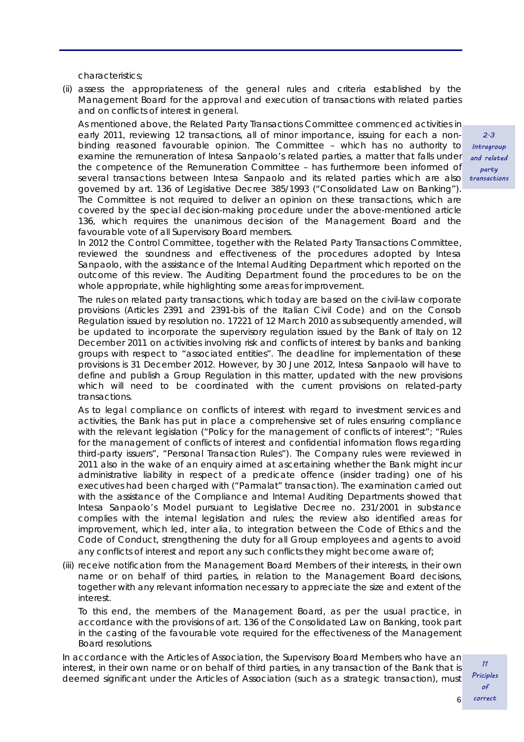characteristics;

(ii) assess the appropriateness of the general rules and criteria established by the Management Board for the approval and execution of transactions with related parties and on conflicts of interest in general.

As mentioned above, the Related Party Transactions Committee commenced activities in early 2011, reviewing 12 transactions, all of minor importance, issuing for each a non-binding reasoned favourable opinion. The Committee – which has no authority to examine the remuneration of Intesa Sanpaolo's related parties, a matter that falls under the competence of the Remuneration Committee – has furthermore been informed of several transactions between Intesa Sanpaolo and its related parties which are also governed by art. 136 of Legislative Decree 385/1993 ("Consolidated Law on Banking"). The Committee is not required to deliver an opinion on these transactions, which are covered by the special decision-making procedure under the above-mentioned article 136, which requires the unanimous decision of the Management Board and the favourable vote of all Supervisory Board members.

In 2012 the Control Committee, together with the Related Party Transactions Committee, reviewed the soundness and effectiveness of the procedures adopted by Intesa Sanpaolo, with the assistance of the Internal Auditing Department which reported on the outcome of this review. The Auditing Department found the procedures to be on the whole appropriate, while highlighting some areas for improvement.

The rules on related party transactions, which today are based on the civil-law corporate provisions (Articles 2391 and 2391-bis of the Italian Civil Code) and on the Consob Regulation issued by resolution no. 17221 of 12 March 2010 as subsequently amended, will be updated to incorporate the supervisory regulation issued by the Bank of Italy on 12 December 2011 on activities involving risk and conflicts of interest by banks and banking groups with respect to "associated entities". The deadline for implementation of these provisions is 31 December 2012. However, by 30 June 2012, Intesa Sanpaolo will have to define and publish a Group Regulation in this matter, updated with the new provisions which will need to be coordinated with the current provisions on related-party transactions.

As to legal compliance on conflicts of interest with regard to investment services and activities, the Bank has put in place a comprehensive set of rules ensuring compliance with the relevant legislation ("Policy for the management of conflicts of interest"; "Rules for the management of conflicts of interest and confidential information flows regarding third-party issuers", "Personal Transaction Rules"). The Company rules were reviewed in 2011 also in the wake of an enquiry aimed at ascertaining whether the Bank might incur administrative liability in respect of a predicate offence (insider trading) one of his executives had been charged with ("Parmalat" transaction). The examination carried out with the assistance of the Compliance and Internal Auditing Departments showed that Intesa Sanpaolo's Model pursuant to Legislative Decree no. 231/2001 in substance complies with the internal legislation and rules; the review also identified areas for improvement, which led, inter alia, to integration between the Code of Ethics and the Code of Conduct, strengthening the duty for all Group employees and agents to avoid any conflicts of interest and report any such conflicts they might become aware of;

(iii) receive notification from the Management Board Members of their interests, in their own name or on behalf of third parties, in relation to the Management Board decisions, together with any relevant information necessary to appreciate the size and extent of the interest.

To this end, the members of the Management Board, as per the usual practice, in accordance with the provisions of art. 136 of the Consolidated Law on Banking, took part in the casting of the favourable vote required for the effectiveness of the Management Board resolutions.

In accordance with the Articles of Association, the Supervisory Board Members who have an interest, in their own name or on behalf of third parties, in any transaction of the Bank that is deemed significant under the Articles of Association (such as a strategic transaction), must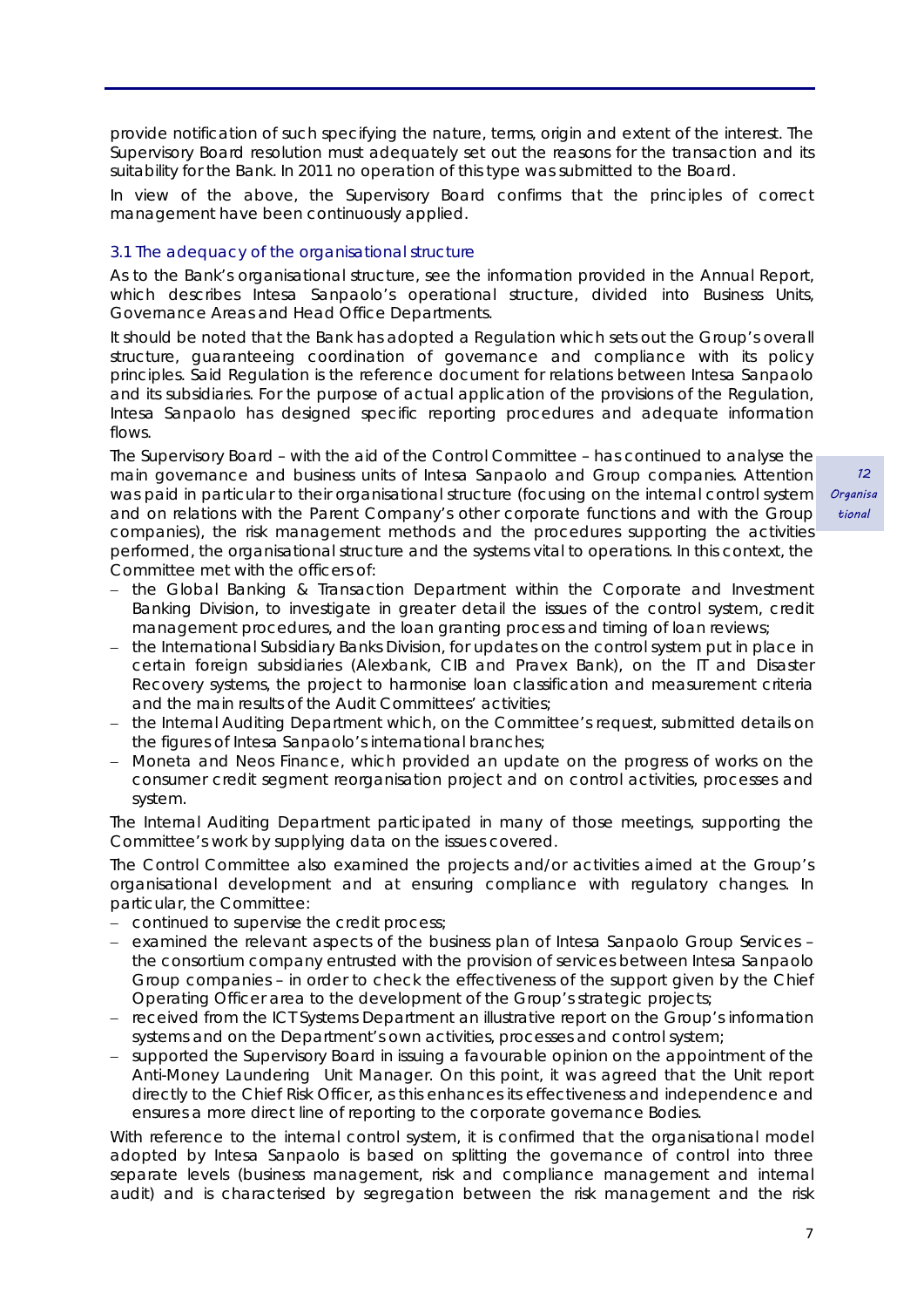provide notification of such specifying the nature, terms, origin and extent of the interest. The Supervisory Board resolution must adequately set out the reasons for the transaction and its suitability for the Bank. In 2011 no operation of this type was submitted to the Board.

In view of the above, the Supervisory Board confirms that the principles of correct management have been continuously applied.

### 3.1 The adequacy of the organisational structure

As to the Bank's organisational structure, see the information provided in the Annual Report, which describes Intesa Sanpaolo's operational structure, divided into Business Units, Governance Areas and Head Office Departments.

It should be noted that the Bank has adopted a Regulation which sets out the Group's overall structure, guaranteeing coordination of governance and compliance with its policy principles. Said Regulation is the reference document for relations between Intesa Sanpaolo and its subsidiaries. For the purpose of actual application of the provisions of the Regulation, Intesa Sanpaolo has designed specific reporting procedures and adequate information flows.

*12 Organisational*

The Supervisory Board – with the aid of the Control Committee – has continued to analyse the main governance and business units of Intesa Sanpaolo and Group companies. Attention was paid in particular to their organisational structure (focusing on the internal control system and on relations with the Parent Company's other corporate functions and with the Group companies), the risk management methods and the procedures supporting the activities performed, the organisational structure and the systems vital to operations. In this context, the Committee met with the officers of:

- the Global Banking & Transaction Department within the Corporate and Investment Banking Division, to investigate in greater detail the issues of the control system, credit management procedures, and the loan granting process and timing of loan reviews;
- the International Subsidiary Banks Division, for updates on the control system put in place in certain foreign subsidiaries (Alexbank, CIB and Pravex Bank), on the IT and Disaster Recovery systems, the project to harmonise loan classification and measurement criteria and the main results of the Audit Committees' activities;
- the Internal Auditing Department which, on the Committee's request, submitted details on the figures of Intesa Sanpaolo's international branches;
- Moneta and Neos Finance, which provided an update on the progress of works on the consumer credit segment reorganisation project and on control activities, processes and system.

The Internal Auditing Department participated in many of those meetings, supporting the Committee's work by supplying data on the issues covered.

The Control Committee also examined the projects and/or activities aimed at the Group's organisational development and at ensuring compliance with regulatory changes. In particular, the Committee:

- continued to supervise the credit process;
- examined the relevant aspects of the business plan of Intesa Sanpaolo Group Services – the consortium company entrusted with the provision of services between Intesa Sanpaolo Group companies – in order to check the effectiveness of the support given by the Chief Operating Officer area to the development of the Group's strategic projects;
- received from the ICT Systems Department an illustrative report on the Group's information systems and on the Department's own activities, processes and control system;
- supported the Supervisory Board in issuing a favourable opinion on the appointment of the Anti-Money Laundering Unit Manager. On this point, it was agreed that the Unit report directly to the Chief Risk Officer, as this enhances its effectiveness and independence and ensures a more direct line of reporting to the corporate governance Bodies.

With reference to the internal control system, it is confirmed that the organisational model adopted by Intesa Sanpaolo is based on splitting the governance of control into three separate levels (business management, risk and compliance management and internal audit) and is characterised by segregation between the risk management and the risk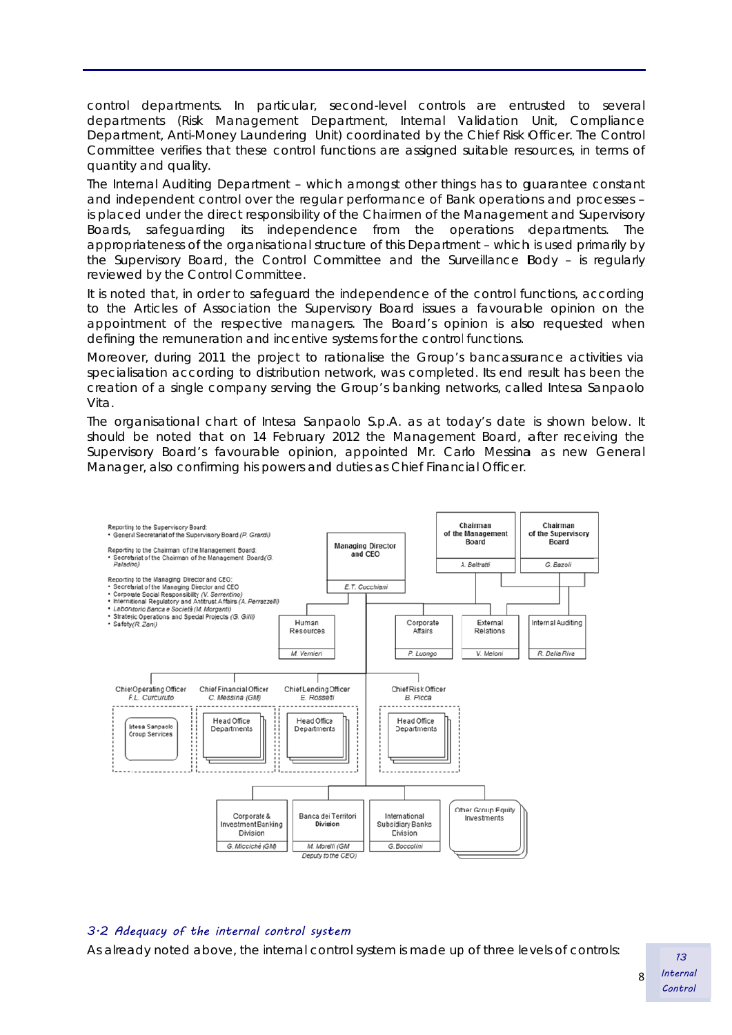control departments. In particular, second-level controls are entrusted to several departments (Risk Management Department, Internal Validation Unit, Compliance Department, Anti-Money Laundering Unit) coordinated by the Chief Risk Officer. The Control Committee verifies that these control functions are assigned suitable resources, in terms of quantity and quality.

The Internal Auditing Department – which amongst other things has to guarantee constant and independent control over the regular performance of Bank operations and processes – is placed under the direct responsibility of the Chairmen of the Management and Supervisory Boards, safeguarding its independence from the operations departments. The appropriateness of the organisational structure of this Department – which is used primarily by the Supervisory Board, the Control Committee and the Surveillance Body – is regularly reviewed by the Control Committee.

It is noted that, in order to safeguard the independence of the control functions, according to the Articles of Association the Supervisory Board issues a favourable opinion on the appointment of the respective managers. The Board's opinion is also requested when defining the remuneration and incentive systems for the control functions.

Moreover, during 2011 the project to rationalise the Group's bancassurance activities via specialisation according to distribution network, was completed. Its end result has been the creation of a single company serving the Group's banking networks, called Intesa Sanpaolo Vita.

The organisational chart of Intesa Sanpaolo S.p.A. as at today's date is shown below. It should be noted that on 14 February 2012 the Management Board, after receiving the Supervisory Board's favourable opinion, appointed Mr. Carlo Messina as new General Manager, also confirming his powers and duties as Chief Financial Officer.

Reporting to the Supervisory Board:
- General Secretariat of the Supervisory Board *(P. Grandi)*

Reporting to the Chairman of the Management Board:
- Secretariat of the Chairman of the Management Board *(G. Paladino)*

Reporting to the Managing Director and CEO:
- Secretariat of the Managing Director and CEO
- Corporate Social Responsibility *(V. Serrentino)*
- International Regulatory and Antitrust Affairs *(A. Perrazzelli)*
- Laboratorio Banca e Società *(M. Morganti)*
- Strategic Operations and Special Projects *(G. Gilli)*
- Safety *(R. Zani)*

Chairman of the Management Board – *A. Beltratti*
Chairman of the Supervisory Board – *G. Bazoli*
Managing Director and CEO – *E.T. Cucchiani*

Human Resources – *M. Vernieri*
Corporate Affairs – *P. Luongo*
External Relations – *V. Meloni*
Internal Auditing – *R. Della Rive*

Chief Operating Officer – *F.L. Curcuruto*: Intesa Sanpaolo Group Services
Chief Financial Officer – *C. Messina (GM)*: Head Office Departments
Chief Lending Officer – *E. Rosseti*: Head Office Departments
Chief Risk Officer – *B. Picca*: Head Office Departments

Corporate & Investment Banking Division – *G. Micciché (GM)*
Banca dei Territori Division – *M. Morelli (GM Deputy to the CEO)*
International Subsidiary Banks Division – *G. Boccolini*
Other Group Equity Investments

### 3.2 Adequacy of the internal control system

As already noted above, the internal control system is made up of three levels of controls: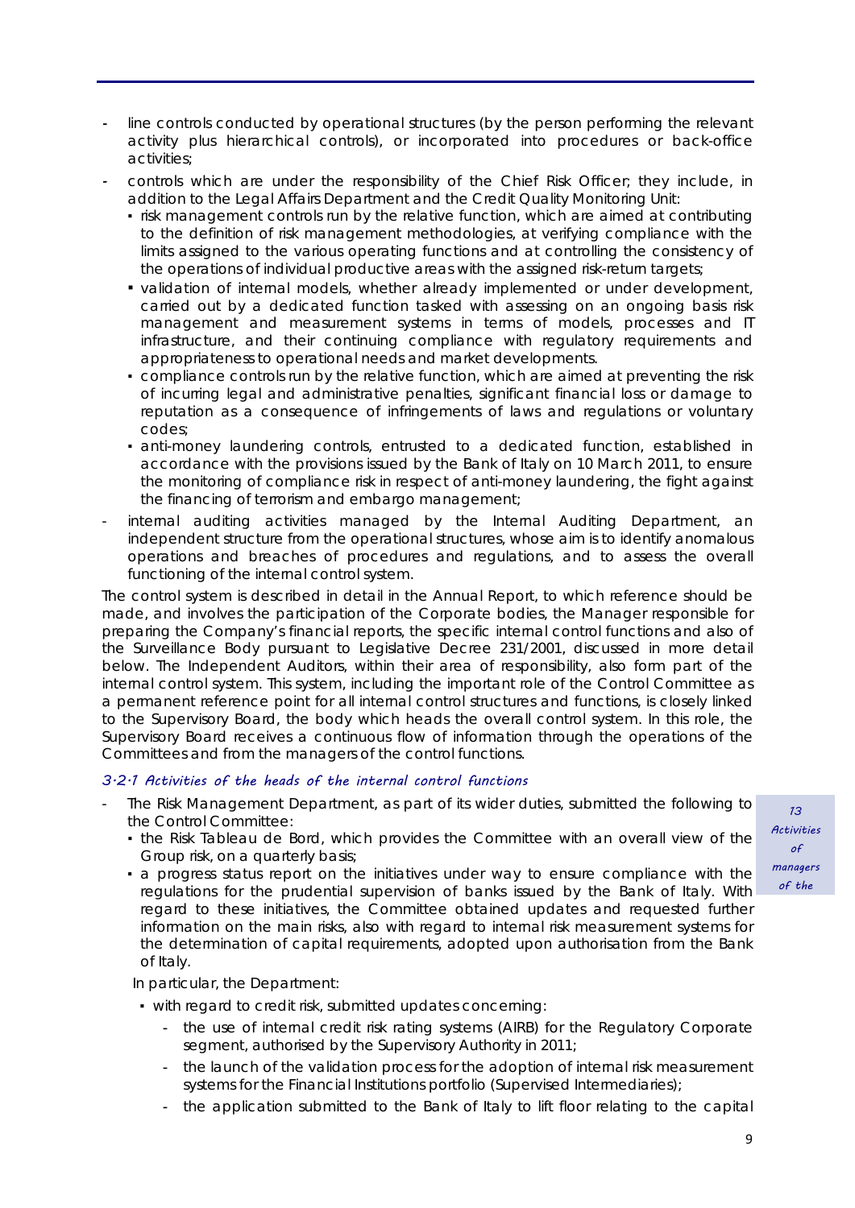- line controls conducted by operational structures (by the person performing the relevant activity plus hierarchical controls), or incorporated into procedures or back-office activities;
- controls which are under the responsibility of the Chief Risk Officer; they include, in addition to the Legal Affairs Department and the Credit Quality Monitoring Unit:
  - risk management controls run by the relative function, which are aimed at contributing to the definition of risk management methodologies, at verifying compliance with the limits assigned to the various operating functions and at controlling the consistency of the operations of individual productive areas with the assigned risk-return targets;
  - validation of internal models, whether already implemented or under development, carried out by a dedicated function tasked with assessing on an ongoing basis risk management and measurement systems in terms of models, processes and IT infrastructure, and their continuing compliance with regulatory requirements and appropriateness to operational needs and market developments.
  - compliance controls run by the relative function, which are aimed at preventing the risk of incurring legal and administrative penalties, significant financial loss or damage to reputation as a consequence of infringements of laws and regulations or voluntary codes;
  - anti-money laundering controls, entrusted to a dedicated function, established in accordance with the provisions issued by the Bank of Italy on 10 March 2011, to ensure the monitoring of compliance risk in respect of anti-money laundering, the fight against the financing of terrorism and embargo management;
- internal auditing activities managed by the Internal Auditing Department, an independent structure from the operational structures, whose aim is to identify anomalous operations and breaches of procedures and regulations, and to assess the overall functioning of the internal control system.

The control system is described in detail in the Annual Report, to which reference should be made, and involves the participation of the Corporate bodies, the Manager responsible for preparing the Company's financial reports, the specific internal control functions and also of the Surveillance Body pursuant to Legislative Decree 231/2001, discussed in more detail below. The Independent Auditors, within their area of responsibility, also form part of the internal control system. This system, including the important role of the Control Committee as a permanent reference point for all internal control structures and functions, is closely linked to the Supervisory Board, the body which heads the overall control system. In this role, the Supervisory Board receives a continuous flow of information through the operations of the Committees and from the managers of the control functions.

### *3.2.1 Activities of the heads of the internal control functions*

*13 Activities of managers of the*

- The Risk Management Department, as part of its wider duties, submitted the following to the Control Committee:
  - the Risk Tableau de Bord, which provides the Committee with an overall view of the Group risk, on a quarterly basis;
  - a progress status report on the initiatives under way to ensure compliance with the regulations for the prudential supervision of banks issued by the Bank of Italy. With regard to these initiatives, the Committee obtained updates and requested further information on the main risks, also with regard to internal risk measurement systems for the determination of capital requirements, adopted upon authorisation from the Bank of Italy.

  In particular, the Department:

  - with regard to credit risk, submitted updates concerning:
    - the use of internal credit risk rating systems (AIRB) for the Regulatory Corporate segment, authorised by the Supervisory Authority in 2011;
    - the launch of the validation process for the adoption of internal risk measurement systems for the Financial Institutions portfolio (Supervised Intermediaries);
    - the application submitted to the Bank of Italy to lift floor relating to the capital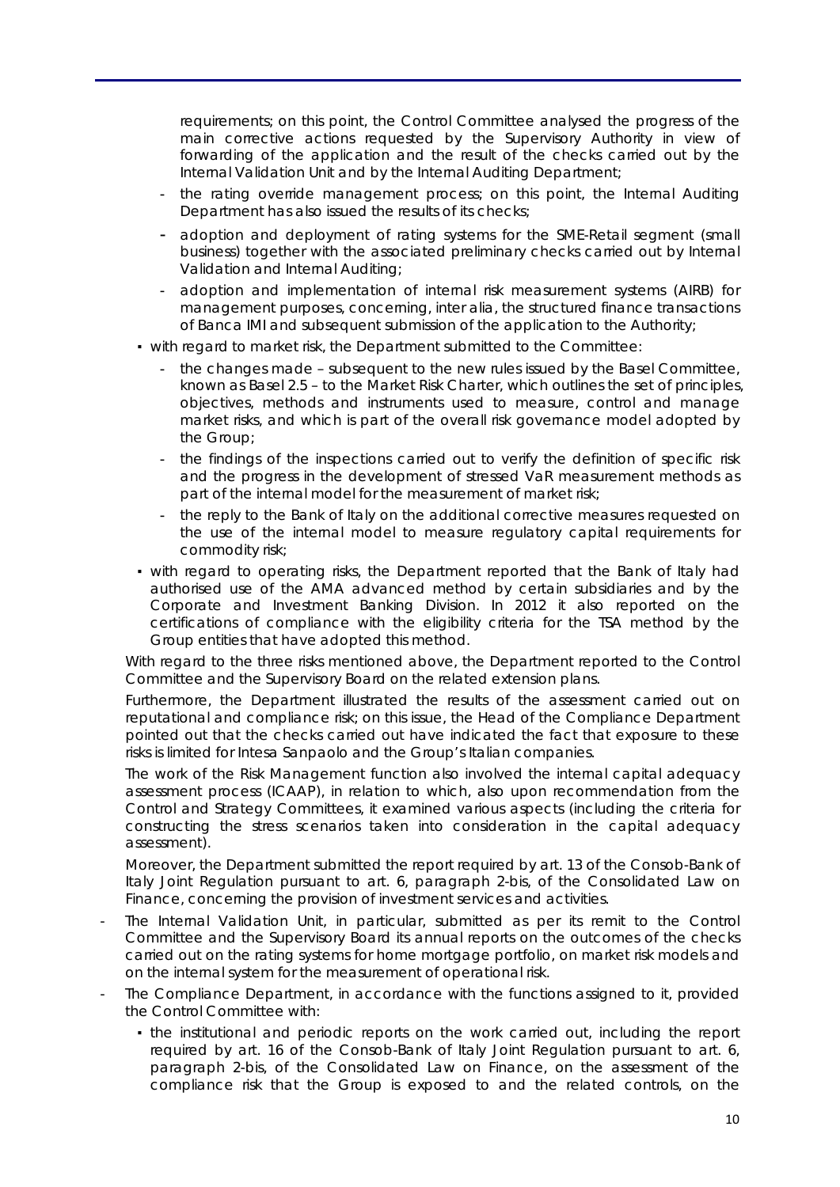requirements; on this point, the Control Committee analysed the progress of the main corrective actions requested by the Supervisory Authority in view of forwarding of the application and the result of the checks carried out by the Internal Validation Unit and by the Internal Auditing Department;

- the rating override management process; on this point, the Internal Auditing Department has also issued the results of its checks;
- adoption and deployment of rating systems for the SME-Retail segment (small business) together with the associated preliminary checks carried out by Internal Validation and Internal Auditing;
- adoption and implementation of internal risk measurement systems (AIRB) for management purposes, concerning, inter alia, the structured finance transactions of Banca IMI and subsequent submission of the application to the Authority;

- with regard to market risk, the Department submitted to the Committee:
  - the changes made – subsequent to the new rules issued by the Basel Committee, known as Basel 2.5 – to the Market Risk Charter, which outlines the set of principles, objectives, methods and instruments used to measure, control and manage market risks, and which is part of the overall risk governance model adopted by the Group;
  - the findings of the inspections carried out to verify the definition of specific risk and the progress in the development of stressed VaR measurement methods as part of the internal model for the measurement of market risk;
  - the reply to the Bank of Italy on the additional corrective measures requested on the use of the internal model to measure regulatory capital requirements for commodity risk;
- with regard to operating risks, the Department reported that the Bank of Italy had authorised use of the AMA advanced method by certain subsidiaries and by the Corporate and Investment Banking Division. In 2012 it also reported on the certifications of compliance with the eligibility criteria for the TSA method by the Group entities that have adopted this method.

With regard to the three risks mentioned above, the Department reported to the Control Committee and the Supervisory Board on the related extension plans.

Furthermore, the Department illustrated the results of the assessment carried out on reputational and compliance risk; on this issue, the Head of the Compliance Department pointed out that the checks carried out have indicated the fact that exposure to these risks is limited for Intesa Sanpaolo and the Group's Italian companies.

The work of the Risk Management function also involved the internal capital adequacy assessment process (ICAAP), in relation to which, also upon recommendation from the Control and Strategy Committees, it examined various aspects (including the criteria for constructing the stress scenarios taken into consideration in the capital adequacy assessment).

Moreover, the Department submitted the report required by art. 13 of the Consob-Bank of Italy Joint Regulation pursuant to art. 6, paragraph 2-bis, of the Consolidated Law on Finance, concerning the provision of investment services and activities.

- The Internal Validation Unit, in particular, submitted as per its remit to the Control Committee and the Supervisory Board its annual reports on the outcomes of the checks carried out on the rating systems for home mortgage portfolio, on market risk models and on the internal system for the measurement of operational risk.
- The Compliance Department, in accordance with the functions assigned to it, provided the Control Committee with:
  - the institutional and periodic reports on the work carried out, including the report required by art. 16 of the Consob-Bank of Italy Joint Regulation pursuant to art. 6, paragraph 2-bis, of the Consolidated Law on Finance, on the assessment of the compliance risk that the Group is exposed to and the related controls, on the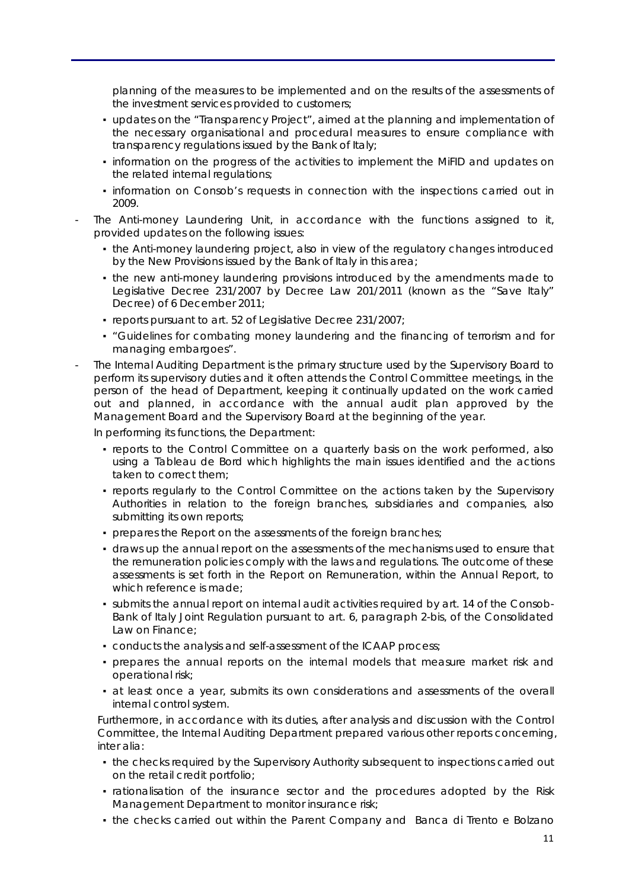planning of the measures to be implemented and on the results of the assessments of the investment services provided to customers;

- updates on the "Transparency Project", aimed at the planning and implementation of the necessary organisational and procedural measures to ensure compliance with transparency regulations issued by the Bank of Italy;
- information on the progress of the activities to implement the MiFID and updates on the related internal regulations;
- information on Consob's requests in connection with the inspections carried out in 2009.

- The Anti-money Laundering Unit, in accordance with the functions assigned to it, provided updates on the following issues:
  - the Anti-money laundering project, also in view of the regulatory changes introduced by the New Provisions issued by the Bank of Italy in this area;
  - the new anti-money laundering provisions introduced by the amendments made to Legislative Decree 231/2007 by Decree Law 201/2011 (known as the "Save Italy" Decree) of 6 December 2011;
  - reports pursuant to art. 52 of Legislative Decree 231/2007;
  - "Guidelines for combating money laundering and the financing of terrorism and for managing embargoes".

- The Internal Auditing Department is the primary structure used by the Supervisory Board to perform its supervisory duties and it often attends the Control Committee meetings, in the person of the head of Department, keeping it continually updated on the work carried out and planned, in accordance with the annual audit plan approved by the Management Board and the Supervisory Board at the beginning of the year.

  In performing its functions, the Department:
  - reports to the Control Committee on a quarterly basis on the work performed, also using a Tableau de Bord which highlights the main issues identified and the actions taken to correct them;
  - reports regularly to the Control Committee on the actions taken by the Supervisory Authorities in relation to the foreign branches, subsidiaries and companies, also submitting its own reports;
  - prepares the Report on the assessments of the foreign branches;
  - draws up the annual report on the assessments of the mechanisms used to ensure that the remuneration policies comply with the laws and regulations. The outcome of these assessments is set forth in the Report on Remuneration, within the Annual Report, to which reference is made;
  - submits the annual report on internal audit activities required by art. 14 of the Consob-Bank of Italy Joint Regulation pursuant to art. 6, paragraph 2-bis, of the Consolidated Law on Finance;
  - conducts the analysis and self-assessment of the ICAAP process;
  - prepares the annual reports on the internal models that measure market risk and operational risk;
  - at least once a year, submits its own considerations and assessments of the overall internal control system.

  Furthermore, in accordance with its duties, after analysis and discussion with the Control Committee, the Internal Auditing Department prepared various other reports concerning, inter alia:
  - the checks required by the Supervisory Authority subsequent to inspections carried out on the retail credit portfolio;
  - rationalisation of the insurance sector and the procedures adopted by the Risk Management Department to monitor insurance risk;
  - the checks carried out within the Parent Company and Banca di Trento e Bolzano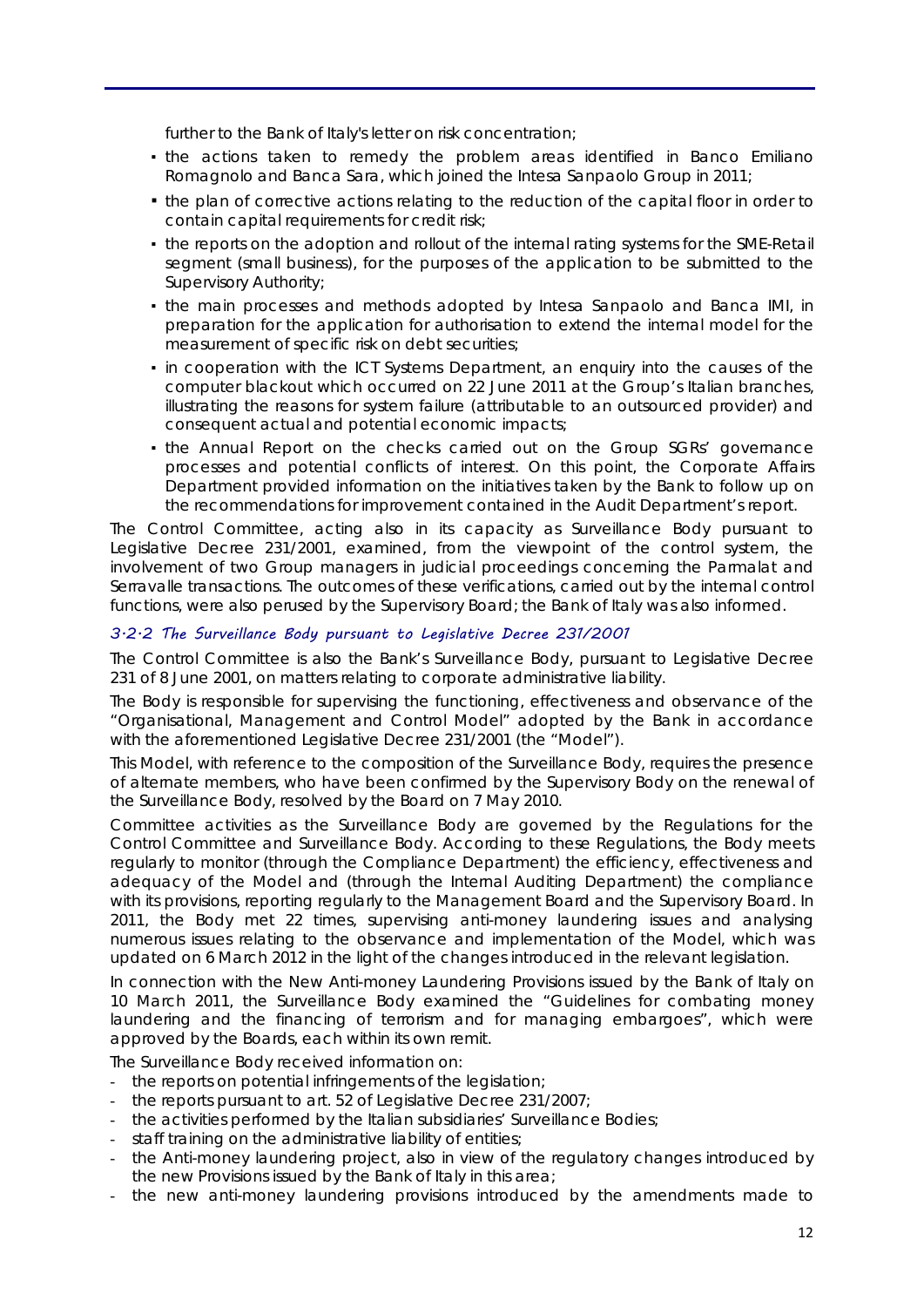further to the Bank of Italy's letter on risk concentration;

- the actions taken to remedy the problem areas identified in Banco Emiliano Romagnolo and Banca Sara, which joined the Intesa Sanpaolo Group in 2011;
- the plan of corrective actions relating to the reduction of the capital floor in order to contain capital requirements for credit risk;
- the reports on the adoption and rollout of the internal rating systems for the SME-Retail segment (small business), for the purposes of the application to be submitted to the Supervisory Authority;
- the main processes and methods adopted by Intesa Sanpaolo and Banca IMI, in preparation for the application for authorisation to extend the internal model for the measurement of specific risk on debt securities;
- in cooperation with the ICT Systems Department, an enquiry into the causes of the computer blackout which occurred on 22 June 2011 at the Group's Italian branches, illustrating the reasons for system failure (attributable to an outsourced provider) and consequent actual and potential economic impacts;
- the Annual Report on the checks carried out on the Group SGRs' governance processes and potential conflicts of interest. On this point, the Corporate Affairs Department provided information on the initiatives taken by the Bank to follow up on the recommendations for improvement contained in the Audit Department's report.

The Control Committee, acting also in its capacity as Surveillance Body pursuant to Legislative Decree 231/2001, examined, from the viewpoint of the control system, the involvement of two Group managers in judicial proceedings concerning the Parmalat and Serravalle transactions. The outcomes of these verifications, carried out by the internal control functions, were also perused by the Supervisory Board; the Bank of Italy was also informed.

### 3.2.2 The Surveillance Body pursuant to Legislative Decree 231/2001

The Control Committee is also the Bank's Surveillance Body, pursuant to Legislative Decree 231 of 8 June 2001, on matters relating to corporate administrative liability.

The Body is responsible for supervising the functioning, effectiveness and observance of the "Organisational, Management and Control Model" adopted by the Bank in accordance with the aforementioned Legislative Decree 231/2001 (the "Model").

This Model, with reference to the composition of the Surveillance Body, requires the presence of alternate members, who have been confirmed by the Supervisory Body on the renewal of the Surveillance Body, resolved by the Board on 7 May 2010.

Committee activities as the Surveillance Body are governed by the Regulations for the Control Committee and Surveillance Body. According to these Regulations, the Body meets regularly to monitor (through the Compliance Department) the efficiency, effectiveness and adequacy of the Model and (through the Internal Auditing Department) the compliance with its provisions, reporting regularly to the Management Board and the Supervisory Board. In 2011, the Body met 22 times, supervising anti-money laundering issues and analysing numerous issues relating to the observance and implementation of the Model, which was updated on 6 March 2012 in the light of the changes introduced in the relevant legislation.

In connection with the New Anti-money Laundering Provisions issued by the Bank of Italy on 10 March 2011, the Surveillance Body examined the "Guidelines for combating money laundering and the financing of terrorism and for managing embargoes", which were approved by the Boards, each within its own remit.

The Surveillance Body received information on:

- the reports on potential infringements of the legislation;
- the reports pursuant to art. 52 of Legislative Decree 231/2007;
- the activities performed by the Italian subsidiaries' Surveillance Bodies;
- staff training on the administrative liability of entities;
- the Anti-money laundering project, also in view of the regulatory changes introduced by the new Provisions issued by the Bank of Italy in this area;
- the new anti-money laundering provisions introduced by the amendments made to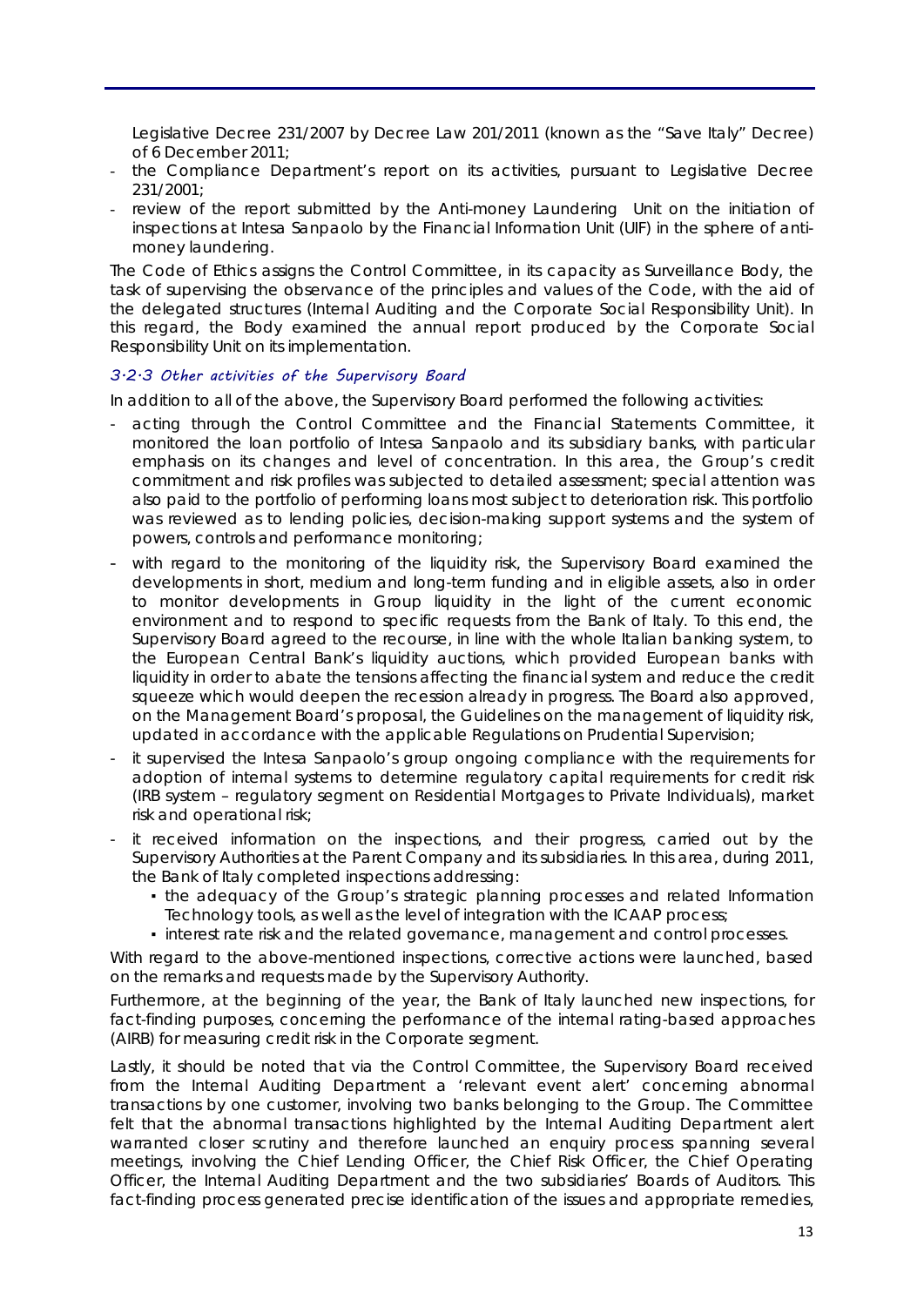Legislative Decree 231/2007 by Decree Law 201/2011 (known as the "Save Italy" Decree) of 6 December 2011;

- the Compliance Department's report on its activities, pursuant to Legislative Decree 231/2001;
- review of the report submitted by the Anti-money Laundering Unit on the initiation of inspections at Intesa Sanpaolo by the Financial Information Unit (UIF) in the sphere of anti-money laundering.

The Code of Ethics assigns the Control Committee, in its capacity as Surveillance Body, the task of supervising the observance of the principles and values of the Code, with the aid of the delegated structures (Internal Auditing and the Corporate Social Responsibility Unit). In this regard, the Body examined the annual report produced by the Corporate Social Responsibility Unit on its implementation.

### *3.2.3 Other activities of the Supervisory Board*

In addition to all of the above, the Supervisory Board performed the following activities:

- acting through the Control Committee and the Financial Statements Committee, it monitored the loan portfolio of Intesa Sanpaolo and its subsidiary banks, with particular emphasis on its changes and level of concentration. In this area, the Group's credit commitment and risk profiles was subjected to detailed assessment; special attention was also paid to the portfolio of performing loans most subject to deterioration risk. This portfolio was reviewed as to lending policies, decision-making support systems and the system of powers, controls and performance monitoring;
- with regard to the monitoring of the liquidity risk, the Supervisory Board examined the developments in short, medium and long-term funding and in eligible assets, also in order to monitor developments in Group liquidity in the light of the current economic environment and to respond to specific requests from the Bank of Italy. To this end, the Supervisory Board agreed to the recourse, in line with the whole Italian banking system, to the European Central Bank's liquidity auctions, which provided European banks with liquidity in order to abate the tensions affecting the financial system and reduce the credit squeeze which would deepen the recession already in progress. The Board also approved, on the Management Board's proposal, the Guidelines on the management of liquidity risk, updated in accordance with the applicable Regulations on Prudential Supervision;
- it supervised the Intesa Sanpaolo's group ongoing compliance with the requirements for adoption of internal systems to determine regulatory capital requirements for credit risk (IRB system – regulatory segment on Residential Mortgages to Private Individuals), market risk and operational risk;
- it received information on the inspections, and their progress, carried out by the Supervisory Authorities at the Parent Company and its subsidiaries. In this area, during 2011, the Bank of Italy completed inspections addressing:
  - the adequacy of the Group's strategic planning processes and related Information Technology tools, as well as the level of integration with the ICAAP process;
  - interest rate risk and the related governance, management and control processes.

With regard to the above-mentioned inspections, corrective actions were launched, based on the remarks and requests made by the Supervisory Authority.

Furthermore, at the beginning of the year, the Bank of Italy launched new inspections, for fact-finding purposes, concerning the performance of the internal rating-based approaches (AIRB) for measuring credit risk in the Corporate segment.

Lastly, it should be noted that via the Control Committee, the Supervisory Board received from the Internal Auditing Department a 'relevant event alert' concerning abnormal transactions by one customer, involving two banks belonging to the Group. The Committee felt that the abnormal transactions highlighted by the Internal Auditing Department alert warranted closer scrutiny and therefore launched an enquiry process spanning several meetings, involving the Chief Lending Officer, the Chief Risk Officer, the Chief Operating Officer, the Internal Auditing Department and the two subsidiaries' Boards of Auditors. This fact-finding process generated precise identification of the issues and appropriate remedies,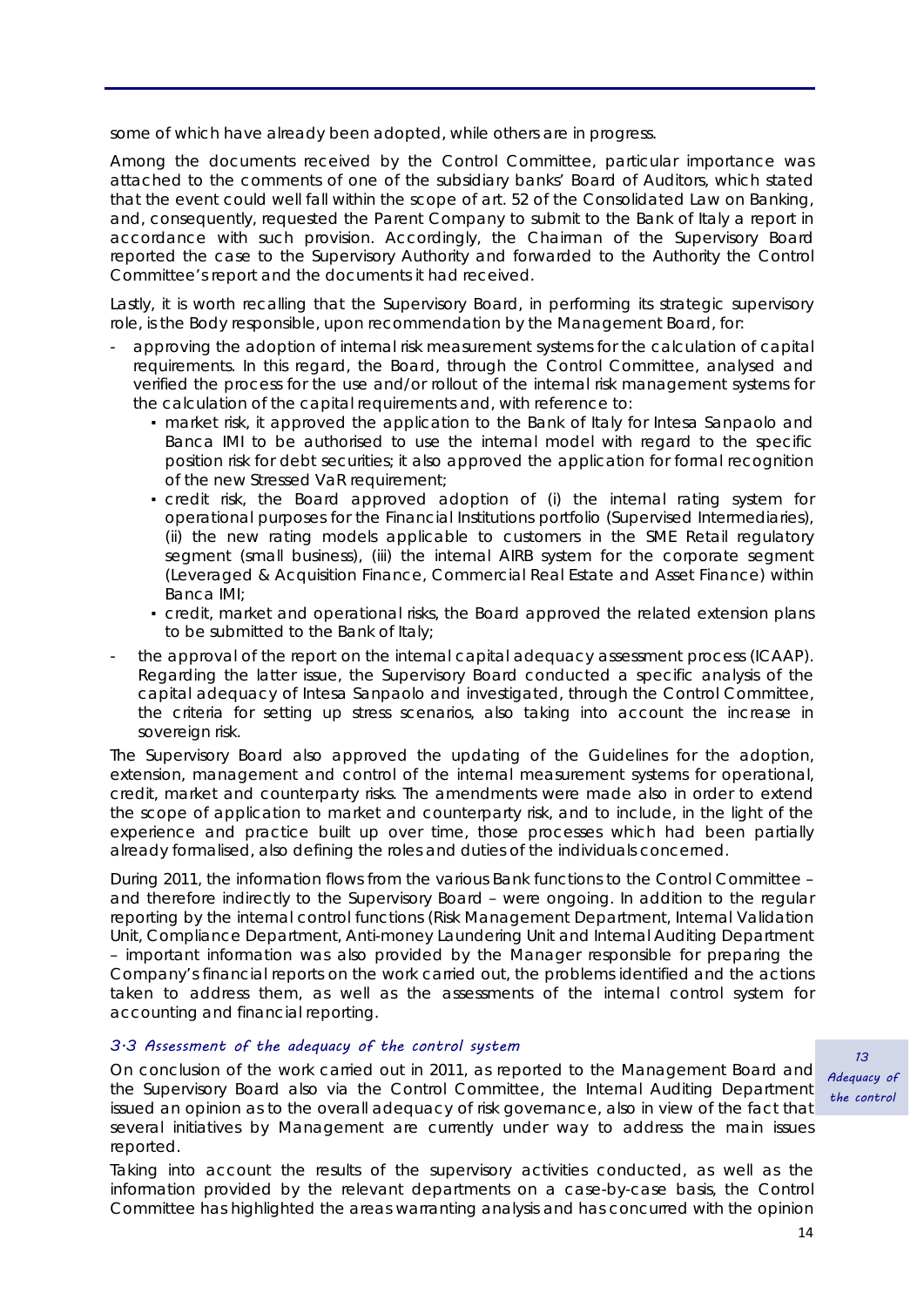some of which have already been adopted, while others are in progress.

Among the documents received by the Control Committee, particular importance was attached to the comments of one of the subsidiary banks' Board of Auditors, which stated that the event could well fall within the scope of art. 52 of the Consolidated Law on Banking, and, consequently, requested the Parent Company to submit to the Bank of Italy a report in accordance with such provision. Accordingly, the Chairman of the Supervisory Board reported the case to the Supervisory Authority and forwarded to the Authority the Control Committee's report and the documents it had received.

Lastly, it is worth recalling that the Supervisory Board, in performing its strategic supervisory role, is the Body responsible, upon recommendation by the Management Board, for:

- approving the adoption of internal risk measurement systems for the calculation of capital requirements. In this regard, the Board, through the Control Committee, analysed and verified the process for the use and/or rollout of the internal risk management systems for the calculation of the capital requirements and, with reference to:
  - market risk, it approved the application to the Bank of Italy for Intesa Sanpaolo and Banca IMI to be authorised to use the internal model with regard to the specific position risk for debt securities; it also approved the application for formal recognition of the new Stressed VaR requirement;
  - credit risk, the Board approved adoption of (i) the internal rating system for operational purposes for the Financial Institutions portfolio (Supervised Intermediaries), (ii) the new rating models applicable to customers in the SME Retail regulatory segment (small business), (iii) the internal AIRB system for the corporate segment (Leveraged & Acquisition Finance, Commercial Real Estate and Asset Finance) within Banca IMI;
  - credit, market and operational risks, the Board approved the related extension plans to be submitted to the Bank of Italy;
- the approval of the report on the internal capital adequacy assessment process (ICAAP). Regarding the latter issue, the Supervisory Board conducted a specific analysis of the capital adequacy of Intesa Sanpaolo and investigated, through the Control Committee, the criteria for setting up stress scenarios, also taking into account the increase in sovereign risk.

The Supervisory Board also approved the updating of the Guidelines for the adoption, extension, management and control of the internal measurement systems for operational, credit, market and counterparty risks. The amendments were made also in order to extend the scope of application to market and counterparty risk, and to include, in the light of the experience and practice built up over time, those processes which had been partially already formalised, also defining the roles and duties of the individuals concerned.

During 2011, the information flows from the various Bank functions to the Control Committee – and therefore indirectly to the Supervisory Board – were ongoing. In addition to the regular reporting by the internal control functions (Risk Management Department, Internal Validation Unit, Compliance Department, Anti-money Laundering Unit and Internal Auditing Department – important information was also provided by the Manager responsible for preparing the Company's financial reports on the work carried out, the problems identified and the actions taken to address them, as well as the assessments of the internal control system for accounting and financial reporting.

### *3.3 Assessment of the adequacy of the control system*

On conclusion of the work carried out in 2011, as reported to the Management Board and the Supervisory Board also via the Control Committee, the Internal Auditing Department issued an opinion as to the overall adequacy of risk governance, also in view of the fact that several initiatives by Management are currently under way to address the main issues reported.

Taking into account the results of the supervisory activities conducted, as well as the information provided by the relevant departments on a case-by-case basis, the Control Committee has highlighted the areas warranting analysis and has concurred with the opinion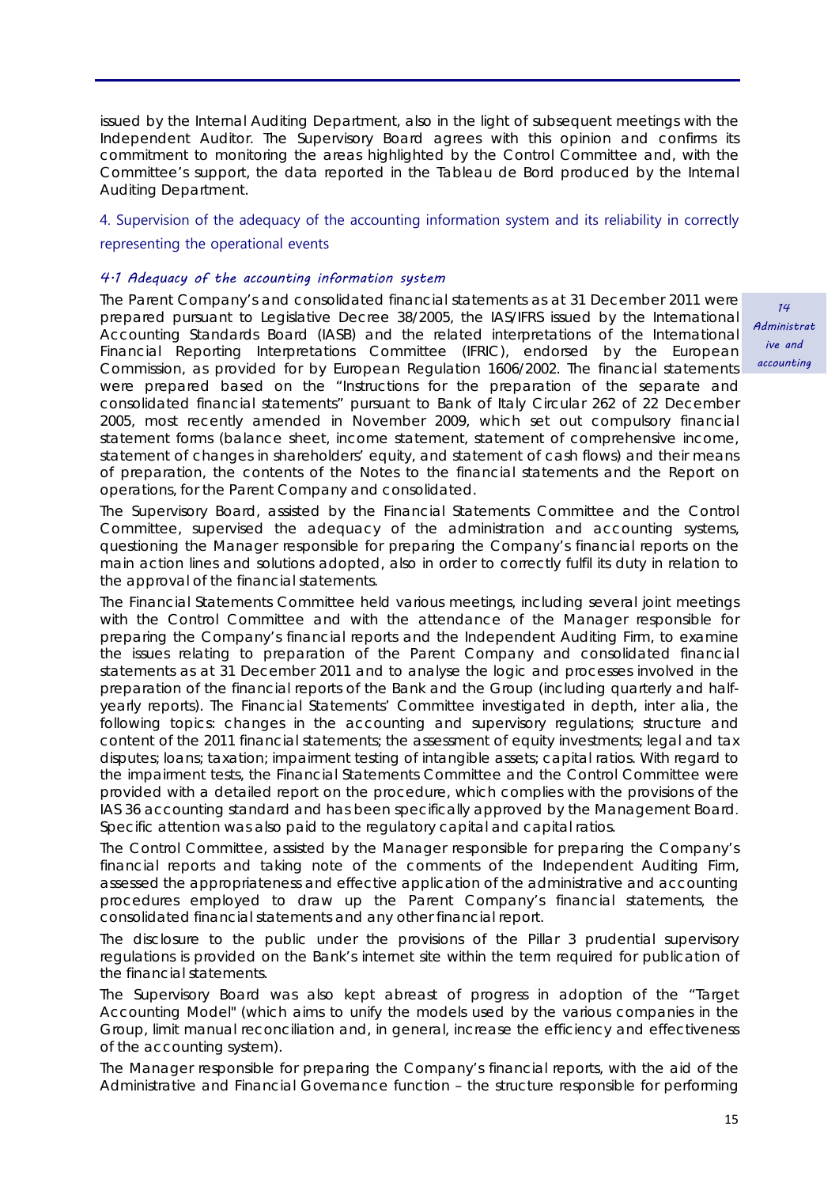issued by the Internal Auditing Department, also in the light of subsequent meetings with the Independent Auditor. The Supervisory Board agrees with this opinion and confirms its commitment to monitoring the areas highlighted by the Control Committee and, with the Committee's support, the data reported in the Tableau de Bord produced by the Internal Auditing Department.

## 4. Supervision of the adequacy of the accounting information system and its reliability in correctly representing the operational events

### *4.1 Adequacy of the accounting information system*

*14 Administrative and accounting*

The Parent Company's and consolidated financial statements as at 31 December 2011 were prepared pursuant to Legislative Decree 38/2005, the IAS/IFRS issued by the International Accounting Standards Board (IASB) and the related interpretations of the International Financial Reporting Interpretations Committee (IFRIC), endorsed by the European Commission, as provided for by European Regulation 1606/2002. The financial statements were prepared based on the "Instructions for the preparation of the separate and consolidated financial statements" pursuant to Bank of Italy Circular 262 of 22 December 2005, most recently amended in November 2009, which set out compulsory financial statement forms (balance sheet, income statement, statement of comprehensive income, statement of changes in shareholders' equity, and statement of cash flows) and their means of preparation, the contents of the Notes to the financial statements and the Report on operations, for the Parent Company and consolidated.

The Supervisory Board, assisted by the Financial Statements Committee and the Control Committee, supervised the adequacy of the administration and accounting systems, questioning the Manager responsible for preparing the Company's financial reports on the main action lines and solutions adopted, also in order to correctly fulfil its duty in relation to the approval of the financial statements.

The Financial Statements Committee held various meetings, including several joint meetings with the Control Committee and with the attendance of the Manager responsible for preparing the Company's financial reports and the Independent Auditing Firm, to examine the issues relating to preparation of the Parent Company and consolidated financial statements as at 31 December 2011 and to analyse the logic and processes involved in the preparation of the financial reports of the Bank and the Group (including quarterly and half-yearly reports). The Financial Statements' Committee investigated in depth, inter alia, the following topics: changes in the accounting and supervisory regulations; structure and content of the 2011 financial statements; the assessment of equity investments; legal and tax disputes; loans; taxation; impairment testing of intangible assets; capital ratios. With regard to the impairment tests, the Financial Statements Committee and the Control Committee were provided with a detailed report on the procedure, which complies with the provisions of the IAS 36 accounting standard and has been specifically approved by the Management Board. Specific attention was also paid to the regulatory capital and capital ratios.

The Control Committee, assisted by the Manager responsible for preparing the Company's financial reports and taking note of the comments of the Independent Auditing Firm, assessed the appropriateness and effective application of the administrative and accounting procedures employed to draw up the Parent Company's financial statements, the consolidated financial statements and any other financial report.

The disclosure to the public under the provisions of the Pillar 3 prudential supervisory regulations is provided on the Bank's internet site within the term required for publication of the financial statements.

The Supervisory Board was also kept abreast of progress in adoption of the "Target Accounting Model" (which aims to unify the models used by the various companies in the Group, limit manual reconciliation and, in general, increase the efficiency and effectiveness of the accounting system).

The Manager responsible for preparing the Company's financial reports, with the aid of the Administrative and Financial Governance function – the structure responsible for performing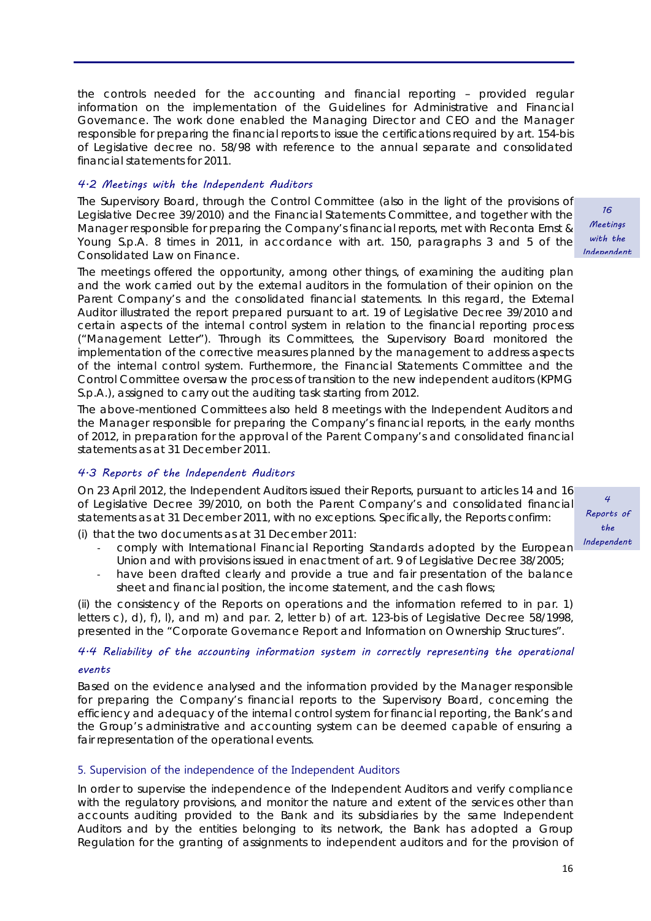the controls needed for the accounting and financial reporting – provided regular information on the implementation of the Guidelines for Administrative and Financial Governance. The work done enabled the Managing Director and CEO and the Manager responsible for preparing the financial reports to issue the certifications required by art. 154-bis of Legislative decree no. 58/98 with reference to the annual separate and consolidated financial statements for 2011.

### *4.2 Meetings with the Independent Auditors*

The Supervisory Board, through the Control Committee (also in the light of the provisions of Legislative Decree 39/2010) and the Financial Statements Committee, and together with the Manager responsible for preparing the Company's financial reports, met with Reconta Ernst & Young S.p.A. 8 times in 2011, in accordance with art. 150, paragraphs 3 and 5 of the Consolidated Law on Finance.

*16 Meetings with the Independent*

The meetings offered the opportunity, among other things, of examining the auditing plan and the work carried out by the external auditors in the formulation of their opinion on the Parent Company's and the consolidated financial statements. In this regard, the External Auditor illustrated the report prepared pursuant to art. 19 of Legislative Decree 39/2010 and certain aspects of the internal control system in relation to the financial reporting process ("Management Letter"). Through its Committees, the Supervisory Board monitored the implementation of the corrective measures planned by the management to address aspects of the internal control system. Furthermore, the Financial Statements Committee and the Control Committee oversaw the process of transition to the new independent auditors (KPMG S.p.A.), assigned to carry out the auditing task starting from 2012.

The above-mentioned Committees also held 8 meetings with the Independent Auditors and the Manager responsible for preparing the Company's financial reports, in the early months of 2012, in preparation for the approval of the Parent Company's and consolidated financial statements as at 31 December 2011.

### *4.3 Reports of the Independent Auditors*

On 23 April 2012, the Independent Auditors issued their Reports, pursuant to articles 14 and 16 of Legislative Decree 39/2010, on both the Parent Company's and consolidated financial statements as at 31 December 2011, with no exceptions. Specifically, the Reports confirm:

*4 Reports of the Independent*

(i) that the two documents as at 31 December 2011:

- comply with International Financial Reporting Standards adopted by the European Union and with provisions issued in enactment of art. 9 of Legislative Decree 38/2005;
- have been drafted clearly and provide a true and fair presentation of the balance sheet and financial position, the income statement, and the cash flows;

(ii) the consistency of the Reports on operations and the information referred to in par. 1) letters c), d), f), l), and m) and par. 2, letter b) of art. 123-bis of Legislative Decree 58/1998, presented in the "Corporate Governance Report and Information on Ownership Structures".

### *4.4 Reliability of the accounting information system in correctly representing the operational events*

Based on the evidence analysed and the information provided by the Manager responsible for preparing the Company's financial reports to the Supervisory Board, concerning the efficiency and adequacy of the internal control system for financial reporting, the Bank's and the Group's administrative and accounting system can be deemed capable of ensuring a fair representation of the operational events.

## 5. Supervision of the independence of the Independent Auditors

In order to supervise the independence of the Independent Auditors and verify compliance with the regulatory provisions, and monitor the nature and extent of the services other than accounts auditing provided to the Bank and its subsidiaries by the same Independent Auditors and by the entities belonging to its network, the Bank has adopted a Group Regulation for the granting of assignments to independent auditors and for the provision of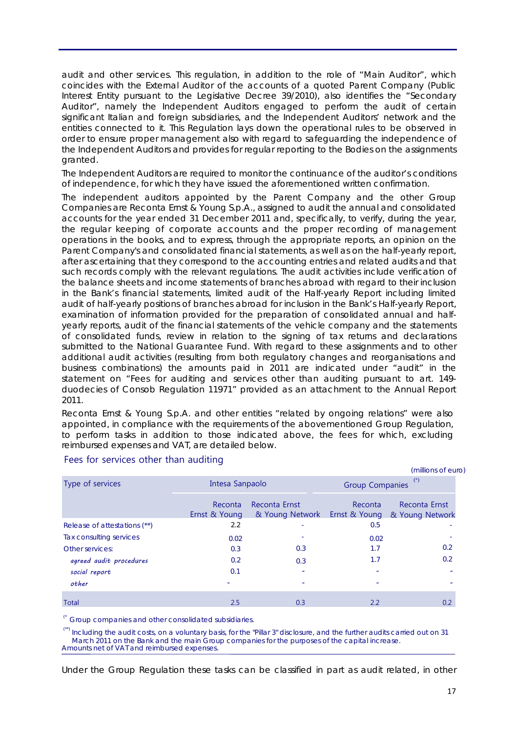audit and other services. This regulation, in addition to the role of "Main Auditor", which coincides with the External Auditor of the accounts of a quoted Parent Company (Public Interest Entity pursuant to the Legislative Decree 39/2010), also identifies the "Secondary Auditor", namely the Independent Auditors engaged to perform the audit of certain significant Italian and foreign subsidiaries, and the Independent Auditors' network and the entities connected to it. This Regulation lays down the operational rules to be observed in order to ensure proper management also with regard to safeguarding the independence of the Independent Auditors and provides for regular reporting to the Bodies on the assignments granted.

The Independent Auditors are required to monitor the continuance of the auditor's conditions of independence, for which they have issued the aforementioned written confirmation.

The independent auditors appointed by the Parent Company and the other Group Companies are Reconta Ernst & Young S.p.A., assigned to audit the annual and consolidated accounts for the year ended 31 December 2011 and, specifically, to verify, during the year, the regular keeping of corporate accounts and the proper recording of management operations in the books, and to express, through the appropriate reports, an opinion on the Parent Company's and consolidated financial statements, as well as on the half-yearly report, after ascertaining that they correspond to the accounting entries and related audits and that such records comply with the relevant regulations. The audit activities include verification of the balance sheets and income statements of branches abroad with regard to their inclusion in the Bank's financial statements, limited audit of the Half-yearly Report including limited audit of half-yearly positions of branches abroad for inclusion in the Bank's Half-yearly Report, examination of information provided for the preparation of consolidated annual and half-yearly reports, audit of the financial statements of the vehicle company and the statements of consolidated funds, review in relation to the signing of tax returns and declarations submitted to the National Guarantee Fund. With regard to these assignments and to other additional audit activities (resulting from both regulatory changes and reorganisations and business combinations) the amounts paid in 2011 are indicated under "audit" in the statement on "Fees for auditing and services other than auditing pursuant to art. 149-duodecies of Consob Regulation 11971" provided as an attachment to the Annual Report 2011.

Reconta Ernst & Young S.p.A. and other entities "related by ongoing relations" were also appointed, in compliance with the requirements of the abovementioned Group Regulation, to perform tasks in addition to those indicated above, the fees for which, excluding reimbursed expenses and VAT, are detailed below.

### Fees for services other than auditing

(millions of euro)

| Type of services | Intesa Sanpaolo | | Group Companies (*) | |
|---|---|---|---|---|
| | Reconta Ernst & Young | Reconta Ernst & Young Network | Reconta Ernst & Young | Reconta Ernst & Young Network |
| Release of attestations (**) | 2.2 | - | 0.5 | - |
| Tax consulting services | 0.02 | - | 0.02 | - |
| Other services: | 0.3 | 0.3 | 1.7 | 0.2 |
| *agreed audit procedures* | 0.2 | 0.3 | 1.7 | 0.2 |
| *social report* | 0.1 | - | - | - |
| *other* | - | - | - | - |
| Total | 2.5 | 0.3 | 2.2 | 0.2 |

(*) Group companies and other consolidated subsidiaries.

(**) Including the audit costs, on a voluntary basis, for the "Pillar 3" disclosure, and the further audits carried out on 31 March 2011 on the Bank and the main Group companies for the purposes of the capital increase.
Amounts net of VAT and reimbursed expenses.

Under the Group Regulation these tasks can be classified in part as audit related, in other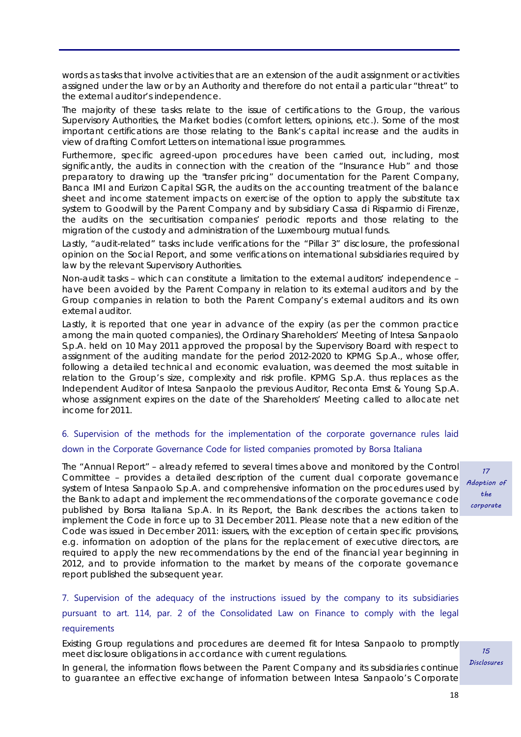words as tasks that involve activities that are an extension of the audit assignment or activities assigned under the law or by an Authority and therefore do not entail a particular "threat" to the external auditor's independence.

The majority of these tasks relate to the issue of certifications to the Group, the various Supervisory Authorities, the Market bodies (comfort letters, opinions, etc.). Some of the most important certifications are those relating to the Bank's capital increase and the audits in view of drafting Comfort Letters on international issue programmes.

Furthermore, specific agreed-upon procedures have been carried out, including, most significantly, the audits in connection with the creation of the "Insurance Hub" and those preparatory to drawing up the "transfer pricing" documentation for the Parent Company, Banca IMI and Eurizon Capital SGR, the audits on the accounting treatment of the balance sheet and income statement impacts on exercise of the option to apply the substitute tax system to Goodwill by the Parent Company and by subsidiary Cassa di Risparmio di Firenze, the audits on the securitisation companies' periodic reports and those relating to the migration of the custody and administration of the Luxembourg mutual funds.

Lastly, "audit-related" tasks include verifications for the "Pillar 3" disclosure, the professional opinion on the Social Report, and some verifications on international subsidiaries required by law by the relevant Supervisory Authorities.

Non-audit tasks – which can constitute a limitation to the external auditors' independence – have been avoided by the Parent Company in relation to its external auditors and by the Group companies in relation to both the Parent Company's external auditors and its own external auditor.

Lastly, it is reported that one year in advance of the expiry (as per the common practice among the main quoted companies), the Ordinary Shareholders' Meeting of Intesa Sanpaolo S.p.A. held on 10 May 2011 approved the proposal by the Supervisory Board with respect to assignment of the auditing mandate for the period 2012-2020 to KPMG S.p.A., whose offer, following a detailed technical and economic evaluation, was deemed the most suitable in relation to the Group's size, complexity and risk profile. KPMG S.p.A. thus replaces as the Independent Auditor of Intesa Sanpaolo the previous Auditor, Reconta Ernst & Young S.p.A. whose assignment expires on the date of the Shareholders' Meeting called to allocate net income for 2011.

## 6. Supervision of the methods for the implementation of the corporate governance rules laid down in the Corporate Governance Code for listed companies promoted by Borsa Italiana

*17 Adoption of the corporate*

The "Annual Report" – already referred to several times above and monitored by the Control Committee – provides a detailed description of the current dual corporate governance system of Intesa Sanpaolo S.p.A. and comprehensive information on the procedures used by the Bank to adapt and implement the recommendations of the corporate governance code published by Borsa Italiana S.p.A. In its Report, the Bank describes the actions taken to implement the Code in force up to 31 December 2011. Please note that a new edition of the Code was issued in December 2011: issuers, with the exception of certain specific provisions, e.g. information on adoption of the plans for the replacement of executive directors, are required to apply the new recommendations by the end of the financial year beginning in 2012, and to provide information to the market by means of the corporate governance report published the subsequent year.

## 7. Supervision of the adequacy of the instructions issued by the company to its subsidiaries pursuant to art. 114, par. 2 of the Consolidated Law on Finance to comply with the legal requirements

*15 Disclosures*

Existing Group regulations and procedures are deemed fit for Intesa Sanpaolo to promptly meet disclosure obligations in accordance with current regulations.

In general, the information flows between the Parent Company and its subsidiaries continue to guarantee an effective exchange of information between Intesa Sanpaolo's Corporate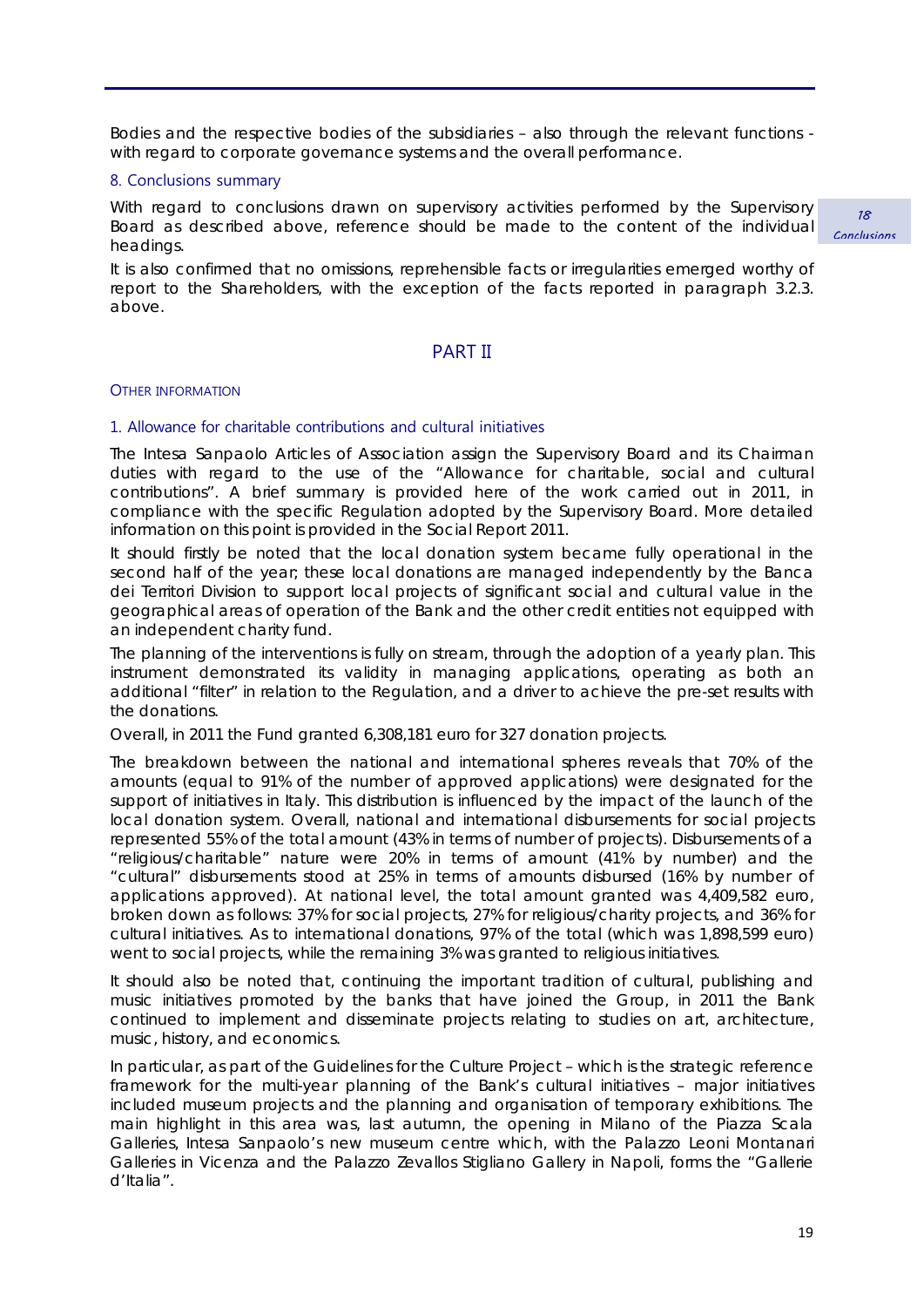Bodies and the respective bodies of the subsidiaries – also through the relevant functions - with regard to corporate governance systems and the overall performance.

### 8. Conclusions summary

With regard to conclusions drawn on supervisory activities performed by the Supervisory Board as described above, reference should be made to the content of the individual headings.

*18 Conclusions*

It is also confirmed that no omissions, reprehensible facts or irregularities emerged worthy of report to the Shareholders, with the exception of the facts reported in paragraph 3.2.3. above.

## PART II

### OTHER INFORMATION

### 1. Allowance for charitable contributions and cultural initiatives

The Intesa Sanpaolo Articles of Association assign the Supervisory Board and its Chairman duties with regard to the use of the "Allowance for charitable, social and cultural contributions". A brief summary is provided here of the work carried out in 2011, in compliance with the specific Regulation adopted by the Supervisory Board. More detailed information on this point is provided in the Social Report 2011.

It should firstly be noted that the local donation system became fully operational in the second half of the year; these local donations are managed independently by the Banca dei Territori Division to support local projects of significant social and cultural value in the geographical areas of operation of the Bank and the other credit entities not equipped with an independent charity fund.

The planning of the interventions is fully on stream, through the adoption of a yearly plan. This instrument demonstrated its validity in managing applications, operating as both an additional "filter" in relation to the Regulation, and a driver to achieve the pre-set results with the donations.

Overall, in 2011 the Fund granted 6,308,181 euro for 327 donation projects.

The breakdown between the national and international spheres reveals that 70% of the amounts (equal to 91% of the number of approved applications) were designated for the support of initiatives in Italy. This distribution is influenced by the impact of the launch of the local donation system. Overall, national and international disbursements for social projects represented 55% of the total amount (43% in terms of number of projects). Disbursements of a "religious/charitable" nature were 20% in terms of amount (41% by number) and the "cultural" disbursements stood at 25% in terms of amounts disbursed (16% by number of applications approved). At national level, the total amount granted was 4,409,582 euro, broken down as follows: 37% for social projects, 27% for religious/charity projects, and 36% for cultural initiatives. As to international donations, 97% of the total (which was 1,898,599 euro) went to social projects, while the remaining 3% was granted to religious initiatives.

It should also be noted that, continuing the important tradition of cultural, publishing and music initiatives promoted by the banks that have joined the Group, in 2011 the Bank continued to implement and disseminate projects relating to studies on art, architecture, music, history, and economics.

In particular, as part of the Guidelines for the Culture Project – which is the strategic reference framework for the multi-year planning of the Bank's cultural initiatives – major initiatives included museum projects and the planning and organisation of temporary exhibitions. The main highlight in this area was, last autumn, the opening in Milano of the Piazza Scala Galleries, Intesa Sanpaolo's new museum centre which, with the Palazzo Leoni Montanari Galleries in Vicenza and the Palazzo Zevallos Stigliano Gallery in Napoli, forms the "Gallerie d'Italia".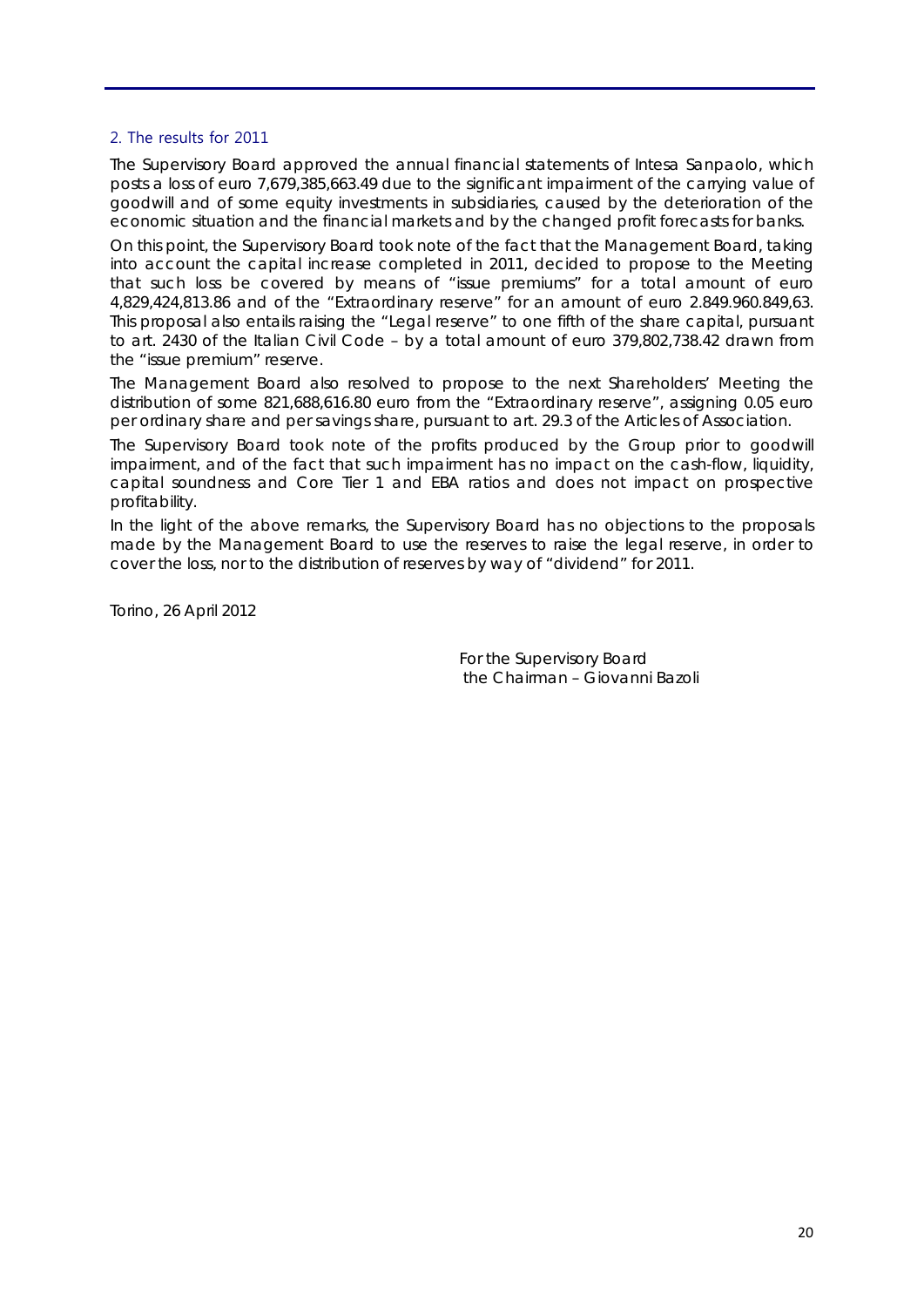## 2. The results for 2011

The Supervisory Board approved the annual financial statements of Intesa Sanpaolo, which posts a loss of euro 7,679,385,663.49 due to the significant impairment of the carrying value of goodwill and of some equity investments in subsidiaries, caused by the deterioration of the economic situation and the financial markets and by the changed profit forecasts for banks.

On this point, the Supervisory Board took note of the fact that the Management Board, taking into account the capital increase completed in 2011, decided to propose to the Meeting that such loss be covered by means of "issue premiums" for a total amount of euro 4,829,424,813.86 and of the "Extraordinary reserve" for an amount of euro 2.849.960.849,63. This proposal also entails raising the "Legal reserve" to one fifth of the share capital, pursuant to art. 2430 of the Italian Civil Code – by a total amount of euro 379,802,738.42 drawn from the "issue premium" reserve.

The Management Board also resolved to propose to the next Shareholders' Meeting the distribution of some 821,688,616.80 euro from the "Extraordinary reserve", assigning 0.05 euro per ordinary share and per savings share, pursuant to art. 29.3 of the Articles of Association.

The Supervisory Board took note of the profits produced by the Group prior to goodwill impairment, and of the fact that such impairment has no impact on the cash-flow, liquidity, capital soundness and Core Tier 1 and EBA ratios and does not impact on prospective profitability.

In the light of the above remarks, the Supervisory Board has no objections to the proposals made by the Management Board to use the reserves to raise the legal reserve, in order to cover the loss, nor to the distribution of reserves by way of "dividend" for 2011.

Torino, 26 April 2012

For the Supervisory Board
the Chairman – Giovanni Bazoli